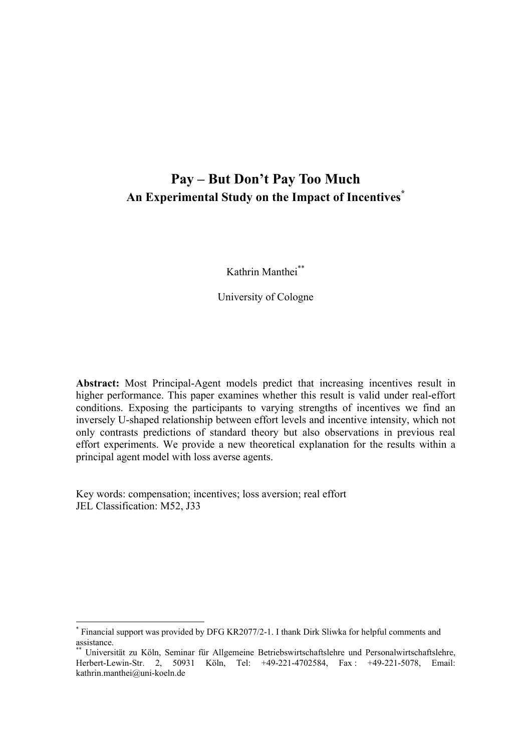# Pay – But Don't Pay Too Much

## An Experimental Study on the Impact of Incentives[*]

Kathrin Manthei[**]

University of Cologne

**Abstract:** Most Principal-Agent models predict that increasing incentives result in higher performance. This paper examines whether this result is valid under real-effort conditions. Exposing the participants to varying strengths of incentives we find an inversely U-shaped relationship between effort levels and incentive intensity, which not only contrasts predictions of standard theory but also observations in previous real effort experiments. We provide a new theoretical explanation for the results within a principal agent model with loss averse agents.

Key words: compensation; incentives; loss aversion; real effort
JEL Classification: M52, J33

---

[*] Financial support was provided by DFG KR2077/2-1. I thank Dirk Sliwka for helpful comments and assistance.

[**] Universität zu Köln, Seminar für Allgemeine Betriebswirtschaftslehre und Personalwirtschaftslehre, Herbert-Lewin-Str. 2, 50931 Köln, Tel: +49-221-4702584, Fax : +49-221-5078, Email: kathrin.manthei@uni-koeln.de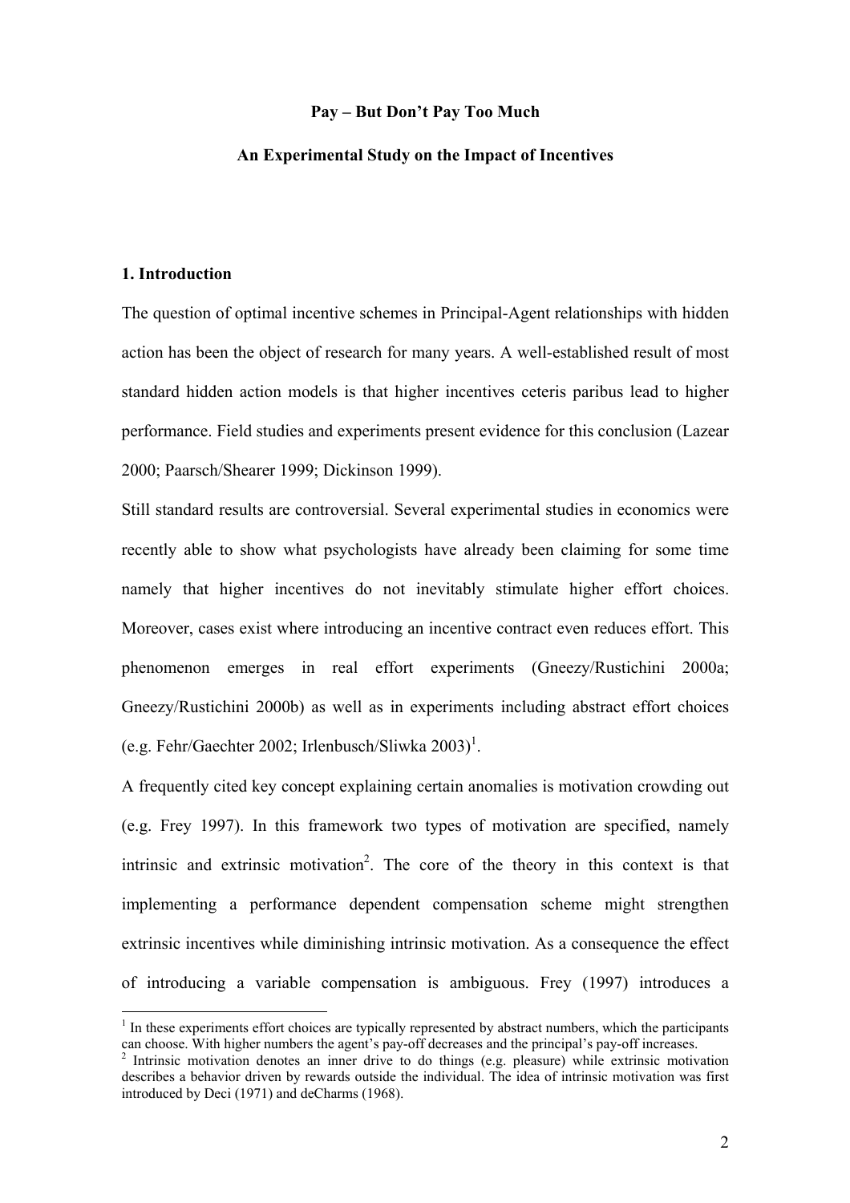**Pay – But Don't Pay Too Much**

**An Experimental Study on the Impact of Incentives**

## 1. Introduction

The question of optimal incentive schemes in Principal-Agent relationships with hidden action has been the object of research for many years. A well-established result of most standard hidden action models is that higher incentives ceteris paribus lead to higher performance. Field studies and experiments present evidence for this conclusion (Lazear 2000; Paarsch/Shearer 1999; Dickinson 1999).

Still standard results are controversial. Several experimental studies in economics were recently able to show what psychologists have already been claiming for some time namely that higher incentives do not inevitably stimulate higher effort choices. Moreover, cases exist where introducing an incentive contract even reduces effort. This phenomenon emerges in real effort experiments (Gneezy/Rustichini 2000a; Gneezy/Rustichini 2000b) as well as in experiments including abstract effort choices (e.g. Fehr/Gaechter 2002; Irlenbusch/Sliwka 2003)[1].

A frequently cited key concept explaining certain anomalies is motivation crowding out (e.g. Frey 1997). In this framework two types of motivation are specified, namely intrinsic and extrinsic motivation[2]. The core of the theory in this context is that implementing a performance dependent compensation scheme might strengthen extrinsic incentives while diminishing intrinsic motivation. As a consequence the effect of introducing a variable compensation is ambiguous. Frey (1997) introduces a

[1] In these experiments effort choices are typically represented by abstract numbers, which the participants can choose. With higher numbers the agent's pay-off decreases and the principal's pay-off increases.

[2] Intrinsic motivation denotes an inner drive to do things (e.g. pleasure) while extrinsic motivation describes a behavior driven by rewards outside the individual. The idea of intrinsic motivation was first introduced by Deci (1971) and deCharms (1968).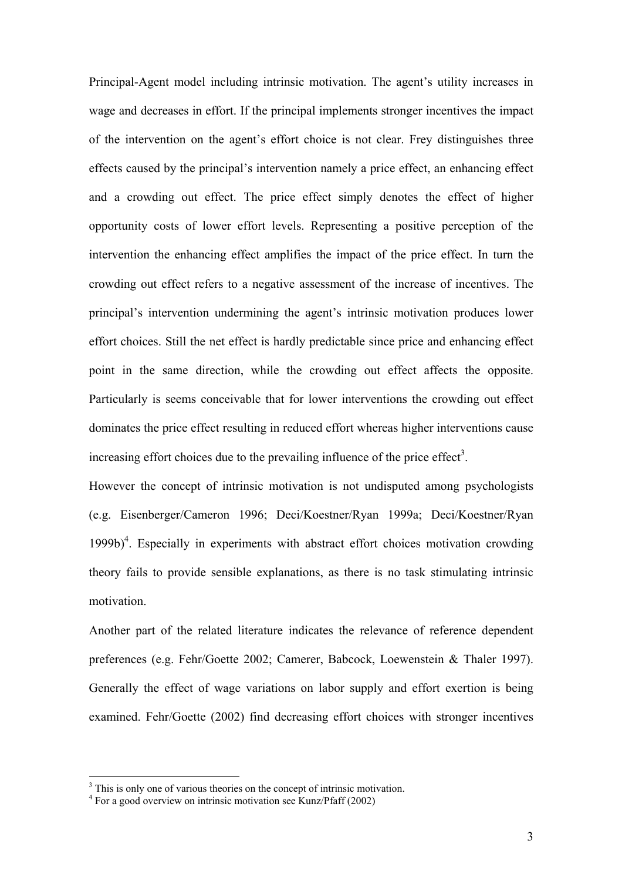Principal-Agent model including intrinsic motivation. The agent's utility increases in wage and decreases in effort. If the principal implements stronger incentives the impact of the intervention on the agent's effort choice is not clear. Frey distinguishes three effects caused by the principal's intervention namely a price effect, an enhancing effect and a crowding out effect. The price effect simply denotes the effect of higher opportunity costs of lower effort levels. Representing a positive perception of the intervention the enhancing effect amplifies the impact of the price effect. In turn the crowding out effect refers to a negative assessment of the increase of incentives. The principal's intervention undermining the agent's intrinsic motivation produces lower effort choices. Still the net effect is hardly predictable since price and enhancing effect point in the same direction, while the crowding out effect affects the opposite. Particularly is seems conceivable that for lower interventions the crowding out effect dominates the price effect resulting in reduced effort whereas higher interventions cause increasing effort choices due to the prevailing influence of the price effect[3].

However the concept of intrinsic motivation is not undisputed among psychologists (e.g. Eisenberger/Cameron 1996; Deci/Koestner/Ryan 1999a; Deci/Koestner/Ryan 1999b)[4]. Especially in experiments with abstract effort choices motivation crowding theory fails to provide sensible explanations, as there is no task stimulating intrinsic motivation.

Another part of the related literature indicates the relevance of reference dependent preferences (e.g. Fehr/Goette 2002; Camerer, Babcock, Loewenstein & Thaler 1997). Generally the effect of wage variations on labor supply and effort exertion is being examined. Fehr/Goette (2002) find decreasing effort choices with stronger incentives

---

[3] This is only one of various theories on the concept of intrinsic motivation.

[4] For a good overview on intrinsic motivation see Kunz/Pfaff (2002)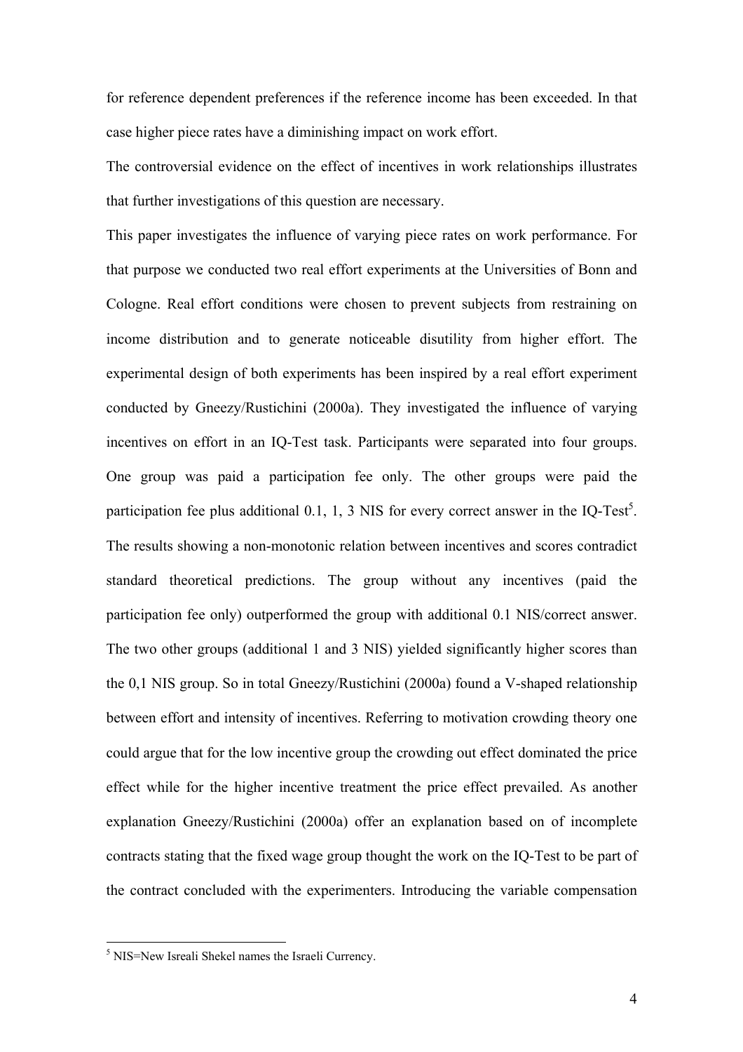for reference dependent preferences if the reference income has been exceeded. In that case higher piece rates have a diminishing impact on work effort.

The controversial evidence on the effect of incentives in work relationships illustrates that further investigations of this question are necessary.

This paper investigates the influence of varying piece rates on work performance. For that purpose we conducted two real effort experiments at the Universities of Bonn and Cologne. Real effort conditions were chosen to prevent subjects from restraining on income distribution and to generate noticeable disutility from higher effort. The experimental design of both experiments has been inspired by a real effort experiment conducted by Gneezy/Rustichini (2000a). They investigated the influence of varying incentives on effort in an IQ-Test task. Participants were separated into four groups. One group was paid a participation fee only. The other groups were paid the participation fee plus additional 0.1, 1, 3 NIS for every correct answer in the IQ-Test[5]. The results showing a non-monotonic relation between incentives and scores contradict standard theoretical predictions. The group without any incentives (paid the participation fee only) outperformed the group with additional 0.1 NIS/correct answer. The two other groups (additional 1 and 3 NIS) yielded significantly higher scores than the 0,1 NIS group. So in total Gneezy/Rustichini (2000a) found a V-shaped relationship between effort and intensity of incentives. Referring to motivation crowding theory one could argue that for the low incentive group the crowding out effect dominated the price effect while for the higher incentive treatment the price effect prevailed. As another explanation Gneezy/Rustichini (2000a) offer an explanation based on of incomplete contracts stating that the fixed wage group thought the work on the IQ-Test to be part of the contract concluded with the experimenters. Introducing the variable compensation

[5] NIS=New Isreali Shekel names the Israeli Currency.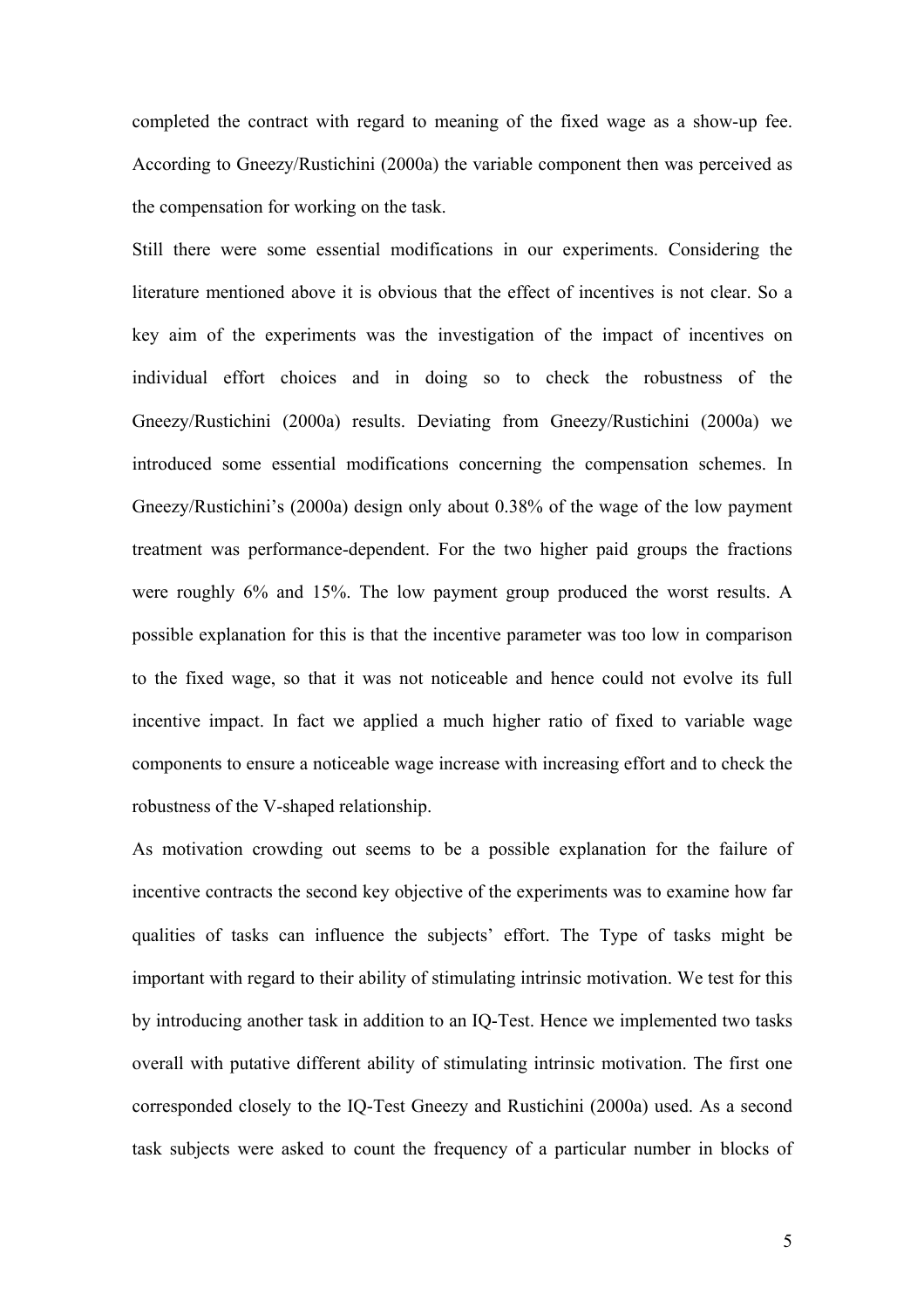completed the contract with regard to meaning of the fixed wage as a show-up fee. According to Gneezy/Rustichini (2000a) the variable component then was perceived as the compensation for working on the task.

Still there were some essential modifications in our experiments. Considering the literature mentioned above it is obvious that the effect of incentives is not clear. So a key aim of the experiments was the investigation of the impact of incentives on individual effort choices and in doing so to check the robustness of the Gneezy/Rustichini (2000a) results. Deviating from Gneezy/Rustichini (2000a) we introduced some essential modifications concerning the compensation schemes. In Gneezy/Rustichini's (2000a) design only about 0.38% of the wage of the low payment treatment was performance-dependent. For the two higher paid groups the fractions were roughly 6% and 15%. The low payment group produced the worst results. A possible explanation for this is that the incentive parameter was too low in comparison to the fixed wage, so that it was not noticeable and hence could not evolve its full incentive impact. In fact we applied a much higher ratio of fixed to variable wage components to ensure a noticeable wage increase with increasing effort and to check the robustness of the V-shaped relationship.

As motivation crowding out seems to be a possible explanation for the failure of incentive contracts the second key objective of the experiments was to examine how far qualities of tasks can influence the subjects' effort. The Type of tasks might be important with regard to their ability of stimulating intrinsic motivation. We test for this by introducing another task in addition to an IQ-Test. Hence we implemented two tasks overall with putative different ability of stimulating intrinsic motivation. The first one corresponded closely to the IQ-Test Gneezy and Rustichini (2000a) used. As a second task subjects were asked to count the frequency of a particular number in blocks of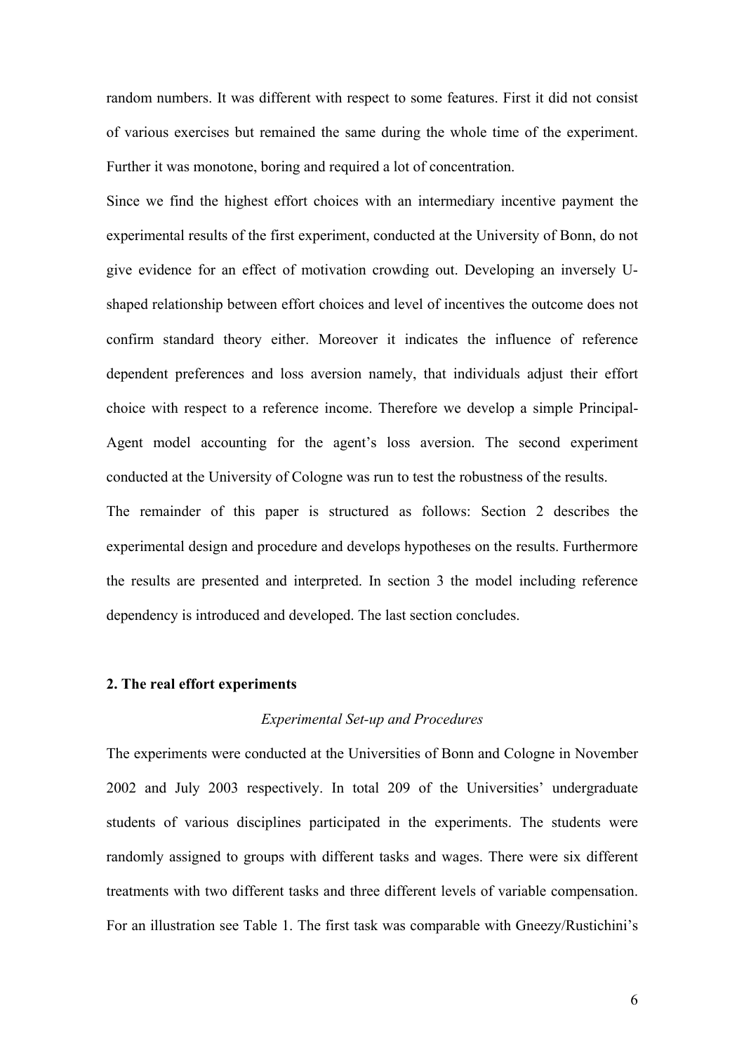random numbers. It was different with respect to some features. First it did not consist of various exercises but remained the same during the whole time of the experiment. Further it was monotone, boring and required a lot of concentration.

Since we find the highest effort choices with an intermediary incentive payment the experimental results of the first experiment, conducted at the University of Bonn, do not give evidence for an effect of motivation crowding out. Developing an inversely U-shaped relationship between effort choices and level of incentives the outcome does not confirm standard theory either. Moreover it indicates the influence of reference dependent preferences and loss aversion namely, that individuals adjust their effort choice with respect to a reference income. Therefore we develop a simple Principal-Agent model accounting for the agent's loss aversion. The second experiment conducted at the University of Cologne was run to test the robustness of the results.

The remainder of this paper is structured as follows: Section 2 describes the experimental design and procedure and develops hypotheses on the results. Furthermore the results are presented and interpreted. In section 3 the model including reference dependency is introduced and developed. The last section concludes.

## 2. The real effort experiments

*Experimental Set-up and Procedures*

The experiments were conducted at the Universities of Bonn and Cologne in November 2002 and July 2003 respectively. In total 209 of the Universities' undergraduate students of various disciplines participated in the experiments. The students were randomly assigned to groups with different tasks and wages. There were six different treatments with two different tasks and three different levels of variable compensation. For an illustration see Table 1. The first task was comparable with Gneezy/Rustichini's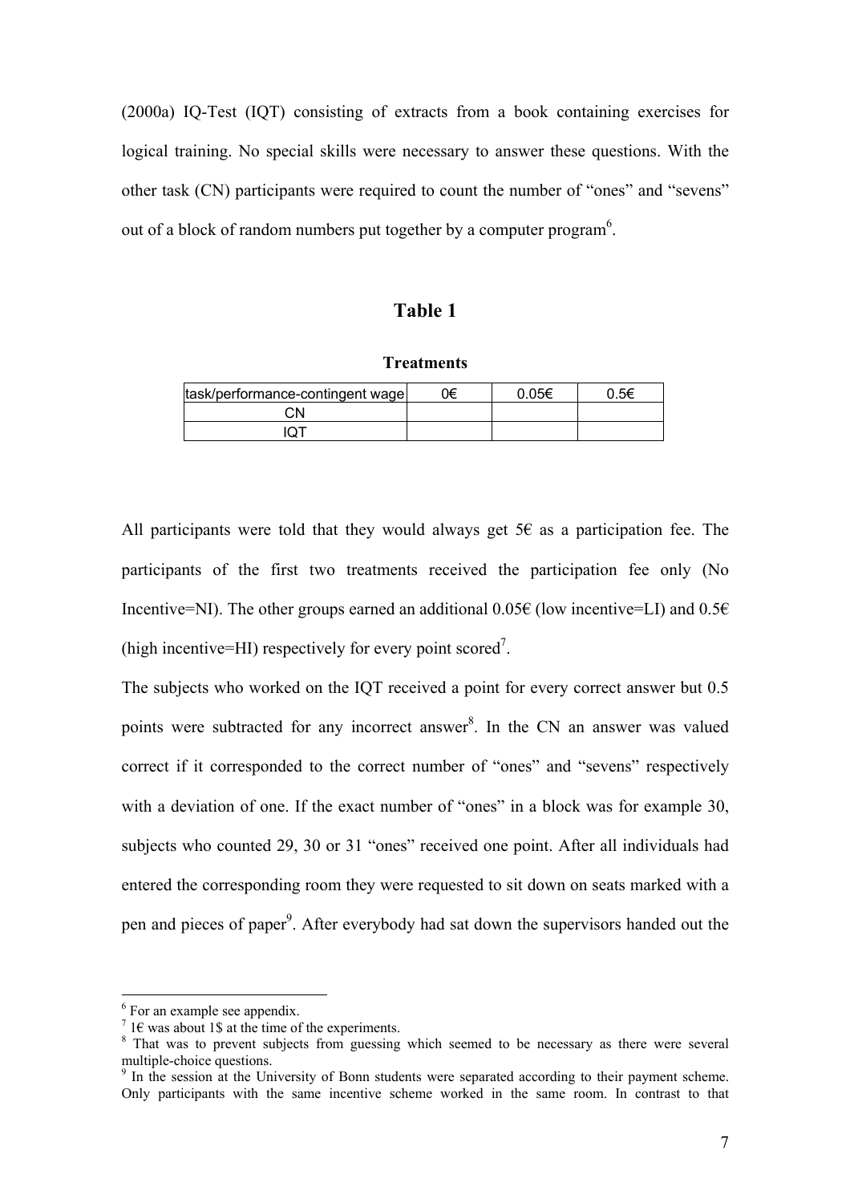(2000a) IQ-Test (IQT) consisting of extracts from a book containing exercises for logical training. No special skills were necessary to answer these questions. With the other task (CN) participants were required to count the number of "ones" and "sevens" out of a block of random numbers put together by a computer program[6].

**Table 1**

**Treatments**

| task/performance-contingent wage | 0€ | 0.05€ | 0.5€ |
|---|---|---|---|
| CN | | | |
| IQT | | | |

All participants were told that they would always get 5€ as a participation fee. The participants of the first two treatments received the participation fee only (No Incentive=NI). The other groups earned an additional 0.05€ (low incentive=LI) and 0.5€ (high incentive=HI) respectively for every point scored[7].

The subjects who worked on the IQT received a point for every correct answer but 0.5 points were subtracted for any incorrect answer[8]. In the CN an answer was valued correct if it corresponded to the correct number of "ones" and "sevens" respectively with a deviation of one. If the exact number of "ones" in a block was for example 30, subjects who counted 29, 30 or 31 "ones" received one point. After all individuals had entered the corresponding room they were requested to sit down on seats marked with a pen and pieces of paper[9]. After everybody had sat down the supervisors handed out the

---

[6] For an example see appendix.

[7] 1€ was about 1$ at the time of the experiments.

[8] That was to prevent subjects from guessing which seemed to be necessary as there were several multiple-choice questions.

[9] In the session at the University of Bonn students were separated according to their payment scheme. Only participants with the same incentive scheme worked in the same room. In contrast to that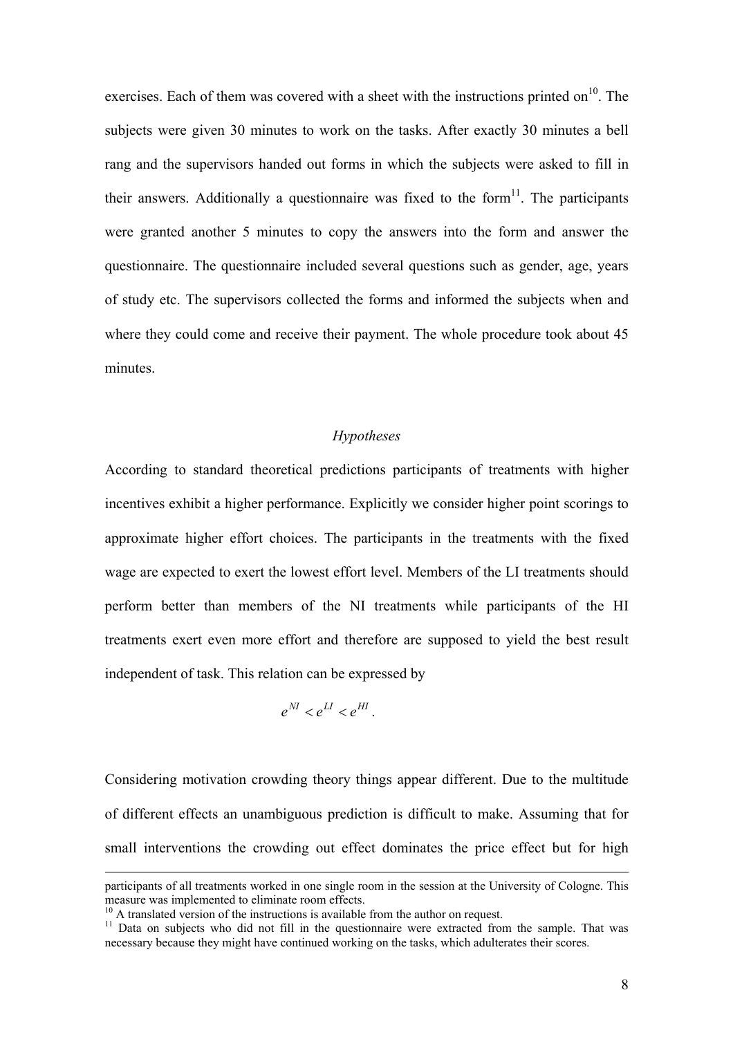exercises. Each of them was covered with a sheet with the instructions printed on[10]. The subjects were given 30 minutes to work on the tasks. After exactly 30 minutes a bell rang and the supervisors handed out forms in which the subjects were asked to fill in their answers. Additionally a questionnaire was fixed to the form[11]. The participants were granted another 5 minutes to copy the answers into the form and answer the questionnaire. The questionnaire included several questions such as gender, age, years of study etc. The supervisors collected the forms and informed the subjects when and where they could come and receive their payment. The whole procedure took about 45 minutes.

### *Hypotheses*

According to standard theoretical predictions participants of treatments with higher incentives exhibit a higher performance. Explicitly we consider higher point scorings to approximate higher effort choices. The participants in the treatments with the fixed wage are expected to exert the lowest effort level. Members of the LI treatments should perform better than members of the NI treatments while participants of the HI treatments exert even more effort and therefore are supposed to yield the best result independent of task. This relation can be expressed by

$$e^{NI} < e^{LI} < e^{HI}.$$

Considering motivation crowding theory things appear different. Due to the multitude of different effects an unambiguous prediction is difficult to make. Assuming that for small interventions the crowding out effect dominates the price effect but for high

---

participants of all treatments worked in one single room in the session at the University of Cologne. This measure was implemented to eliminate room effects.

[10] A translated version of the instructions is available from the author on request.

[11] Data on subjects who did not fill in the questionnaire were extracted from the sample. That was necessary because they might have continued working on the tasks, which adulterates their scores.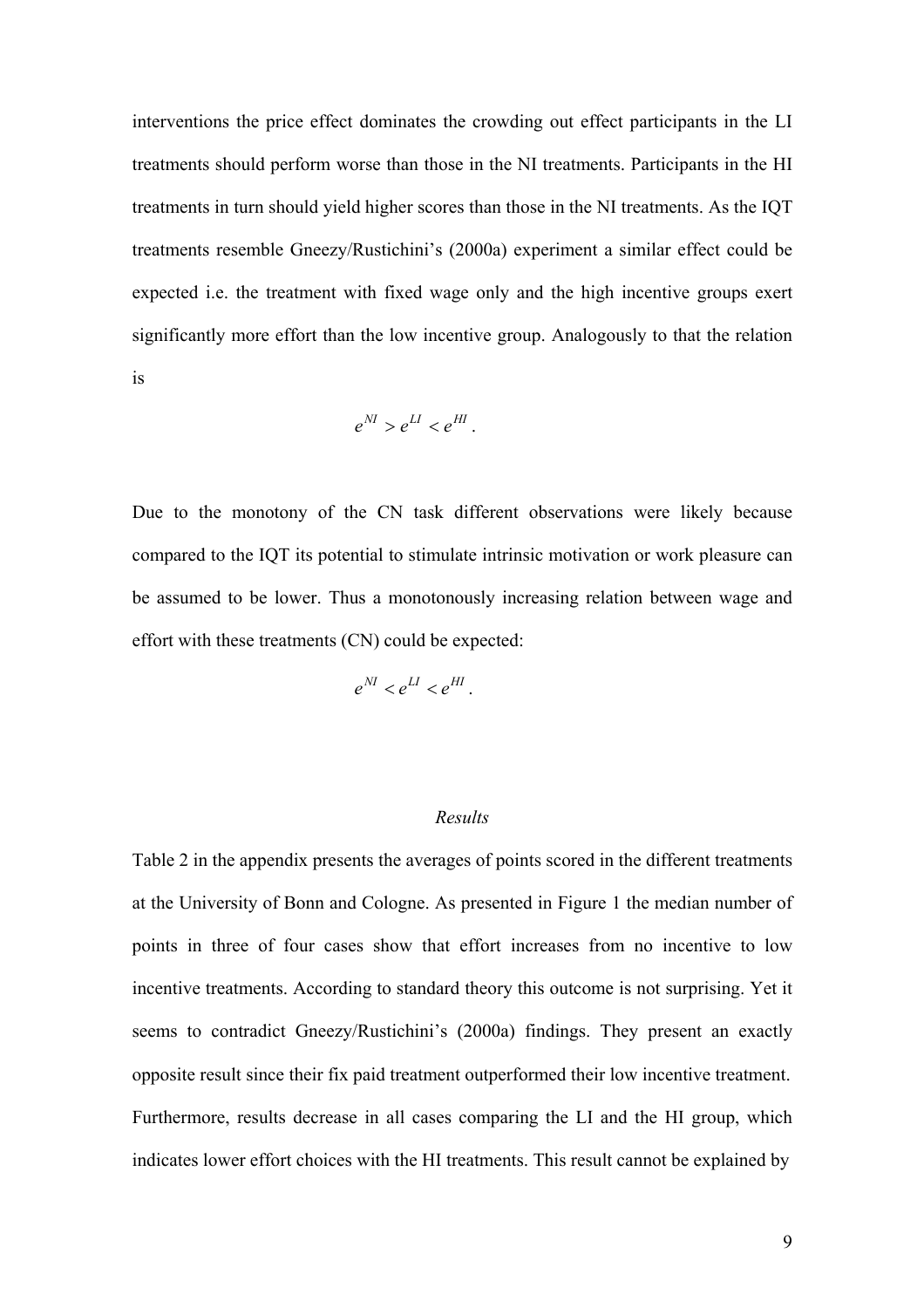interventions the price effect dominates the crowding out effect participants in the LI treatments should perform worse than those in the NI treatments. Participants in the HI treatments in turn should yield higher scores than those in the NI treatments. As the IQT treatments resemble Gneezy/Rustichini's (2000a) experiment a similar effect could be expected i.e. the treatment with fixed wage only and the high incentive groups exert significantly more effort than the low incentive group. Analogously to that the relation is

$$e^{NI} > e^{LI} < e^{HI}.$$

Due to the monotony of the CN task different observations were likely because compared to the IQT its potential to stimulate intrinsic motivation or work pleasure can be assumed to be lower. Thus a monotonously increasing relation between wage and effort with these treatments (CN) could be expected:

$$e^{NI} < e^{LI} < e^{HI}.$$

*Results*

Table 2 in the appendix presents the averages of points scored in the different treatments at the University of Bonn and Cologne. As presented in Figure 1 the median number of points in three of four cases show that effort increases from no incentive to low incentive treatments. According to standard theory this outcome is not surprising. Yet it seems to contradict Gneezy/Rustichini's (2000a) findings. They present an exactly opposite result since their fix paid treatment outperformed their low incentive treatment. Furthermore, results decrease in all cases comparing the LI and the HI group, which indicates lower effort choices with the HI treatments. This result cannot be explained by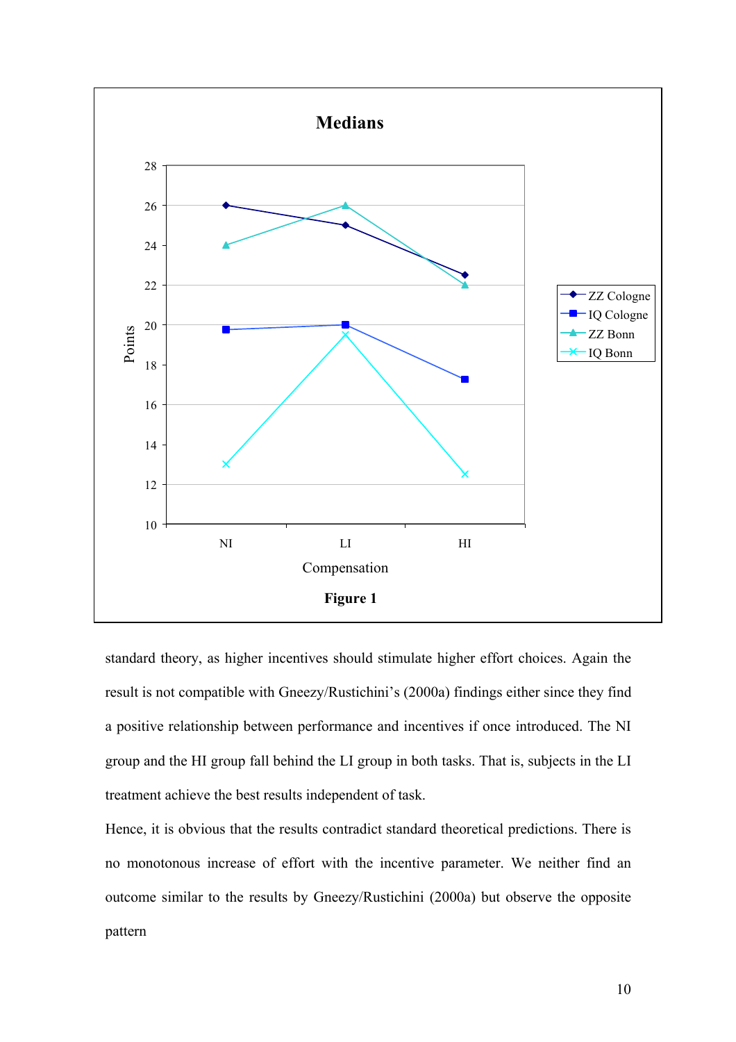**Figure 1**

standard theory, as higher incentives should stimulate higher effort choices. Again the result is not compatible with Gneezy/Rustichini's (2000a) findings either since they find a positive relationship between performance and incentives if once introduced. The NI group and the HI group fall behind the LI group in both tasks. That is, subjects in the LI treatment achieve the best results independent of task.

Hence, it is obvious that the results contradict standard theoretical predictions. There is no monotonous increase of effort with the incentive parameter. We neither find an outcome similar to the results by Gneezy/Rustichini (2000a) but observe the opposite pattern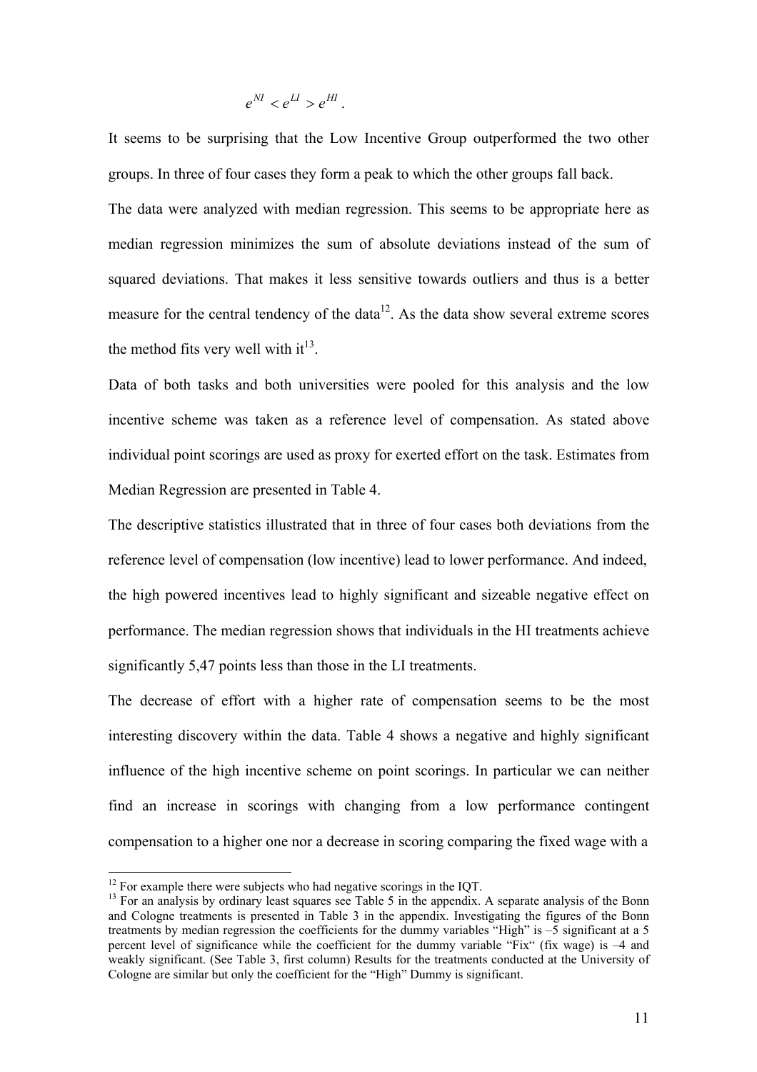$$e^{NI} < e^{LI} > e^{HI}.$$

It seems to be surprising that the Low Incentive Group outperformed the two other groups. In three of four cases they form a peak to which the other groups fall back.

The data were analyzed with median regression. This seems to be appropriate here as median regression minimizes the sum of absolute deviations instead of the sum of squared deviations. That makes it less sensitive towards outliers and thus is a better measure for the central tendency of the data[12]. As the data show several extreme scores the method fits very well with it[13].

Data of both tasks and both universities were pooled for this analysis and the low incentive scheme was taken as a reference level of compensation. As stated above individual point scorings are used as proxy for exerted effort on the task. Estimates from Median Regression are presented in Table 4.

The descriptive statistics illustrated that in three of four cases both deviations from the reference level of compensation (low incentive) lead to lower performance. And indeed, the high powered incentives lead to highly significant and sizeable negative effect on performance. The median regression shows that individuals in the HI treatments achieve significantly 5,47 points less than those in the LI treatments.

The decrease of effort with a higher rate of compensation seems to be the most interesting discovery within the data. Table 4 shows a negative and highly significant influence of the high incentive scheme on point scorings. In particular we can neither find an increase in scorings with changing from a low performance contingent compensation to a higher one nor a decrease in scoring comparing the fixed wage with a

---

[12] For example there were subjects who had negative scorings in the IQT.

[13] For an analysis by ordinary least squares see Table 5 in the appendix. A separate analysis of the Bonn and Cologne treatments is presented in Table 3 in the appendix. Investigating the figures of the Bonn treatments by median regression the coefficients for the dummy variables "High" is –5 significant at a 5 percent level of significance while the coefficient for the dummy variable "Fix" (fix wage) is –4 and weakly significant. (See Table 3, first column) Results for the treatments conducted at the University of Cologne are similar but only the coefficient for the "High" Dummy is significant.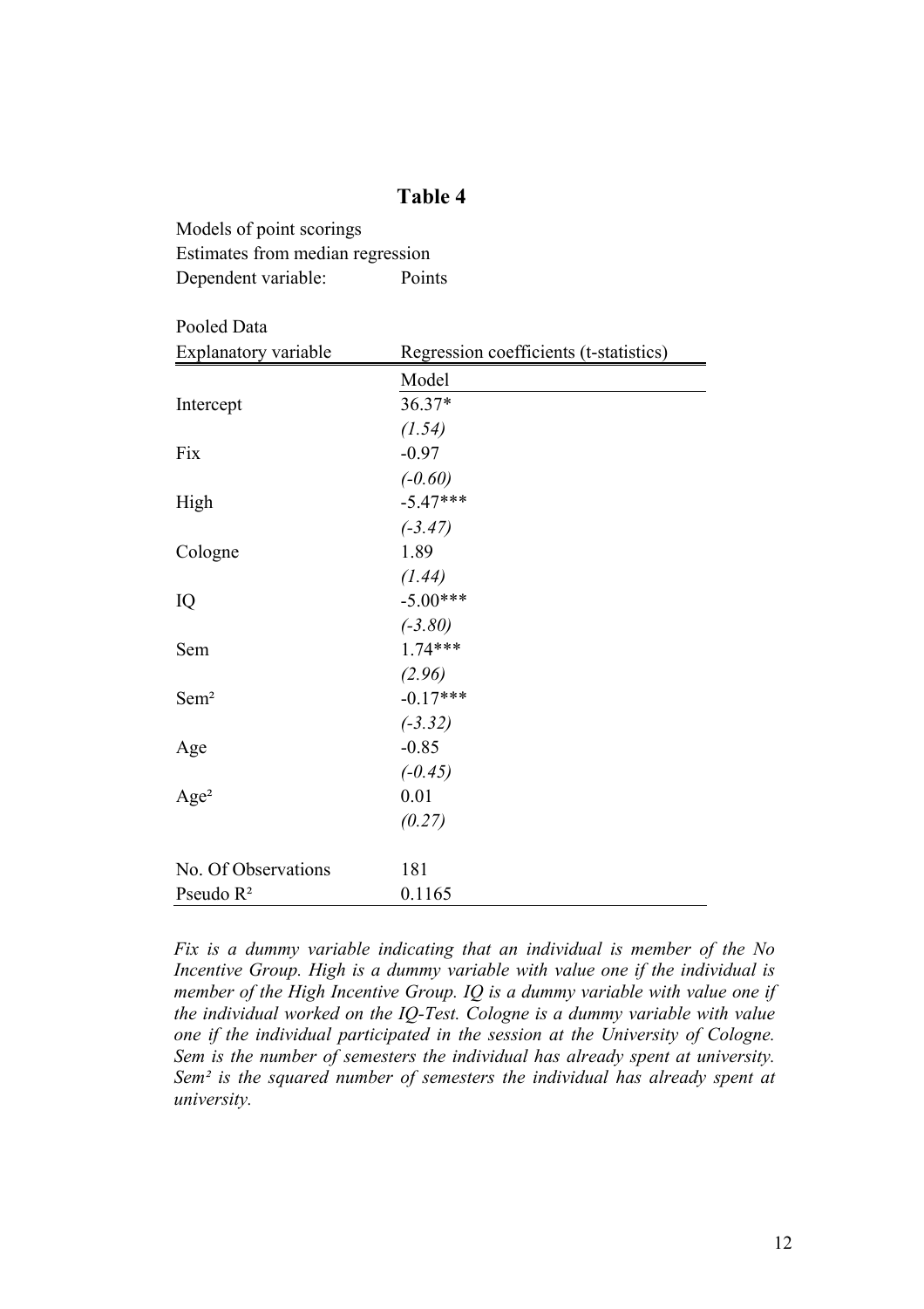# Table 4

Models of point scorings

Estimates from median regression

Dependent variable: Points

Pooled Data

| Explanatory variable | Regression coefficients (t-statistics) |
|---|---|
| | Model |
| Intercept | 36.37* |
| | *(1.54)* |
| Fix | -0.97 |
| | *(-0.60)* |
| High | -5.47*** |
| | *(-3.47)* |
| Cologne | 1.89 |
| | *(1.44)* |
| IQ | -5.00*** |
| | *(-3.80)* |
| Sem | 1.74*** |
| | *(2.96)* |
| $Sem^2$ | -0.17*** |
| | *(-3.32)* |
| Age | -0.85 |
| | *(-0.45)* |
| $Age^2$ | 0.01 |
| | *(0.27)* |
| No. Of Observations | 181 |
| Pseudo $R^2$ | 0.1165 |

*Fix is a dummy variable indicating that an individual is member of the No Incentive Group. High is a dummy variable with value one if the individual is member of the High Incentive Group. IQ is a dummy variable with value one if the individual worked on the IQ-Test. Cologne is a dummy variable with value one if the individual participated in the session at the University of Cologne. Sem is the number of semesters the individual has already spent at university. $Sem^2$ is the squared number of semesters the individual has already spent at university.*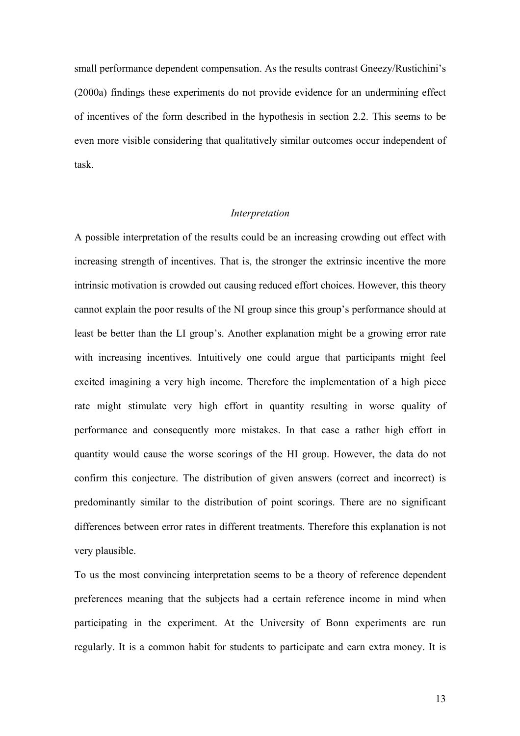small performance dependent compensation. As the results contrast Gneezy/Rustichini's (2000a) findings these experiments do not provide evidence for an undermining effect of incentives of the form described in the hypothesis in section 2.2. This seems to be even more visible considering that qualitatively similar outcomes occur independent of task.

*Interpretation*

A possible interpretation of the results could be an increasing crowding out effect with increasing strength of incentives. That is, the stronger the extrinsic incentive the more intrinsic motivation is crowded out causing reduced effort choices. However, this theory cannot explain the poor results of the NI group since this group's performance should at least be better than the LI group's. Another explanation might be a growing error rate with increasing incentives. Intuitively one could argue that participants might feel excited imagining a very high income. Therefore the implementation of a high piece rate might stimulate very high effort in quantity resulting in worse quality of performance and consequently more mistakes. In that case a rather high effort in quantity would cause the worse scorings of the HI group. However, the data do not confirm this conjecture. The distribution of given answers (correct and incorrect) is predominantly similar to the distribution of point scorings. There are no significant differences between error rates in different treatments. Therefore this explanation is not very plausible.

To us the most convincing interpretation seems to be a theory of reference dependent preferences meaning that the subjects had a certain reference income in mind when participating in the experiment. At the University of Bonn experiments are run regularly. It is a common habit for students to participate and earn extra money. It is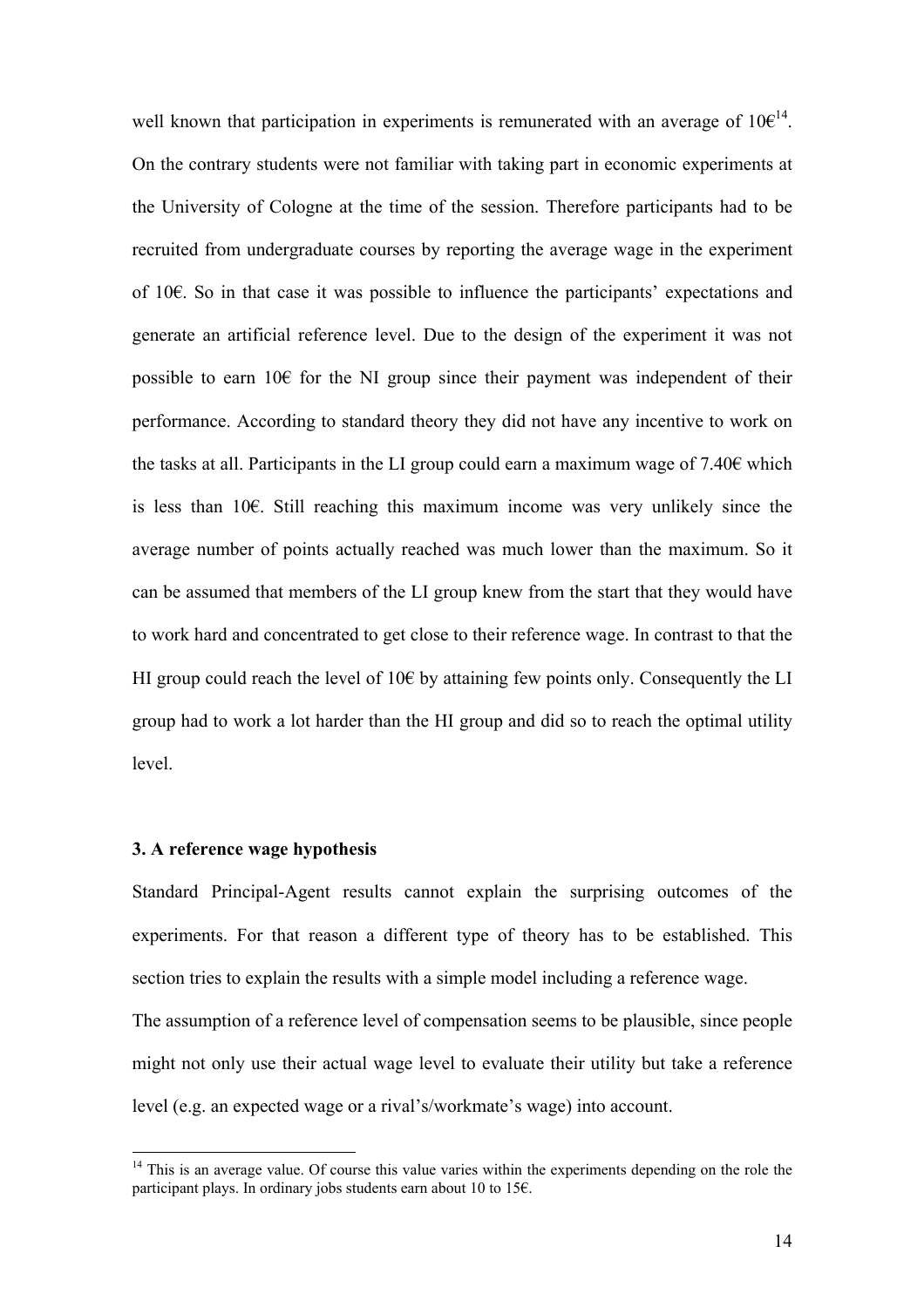well known that participation in experiments is remunerated with an average of 10€[14]. On the contrary students were not familiar with taking part in economic experiments at the University of Cologne at the time of the session. Therefore participants had to be recruited from undergraduate courses by reporting the average wage in the experiment of 10€. So in that case it was possible to influence the participants' expectations and generate an artificial reference level. Due to the design of the experiment it was not possible to earn 10€ for the NI group since their payment was independent of their performance. According to standard theory they did not have any incentive to work on the tasks at all. Participants in the LI group could earn a maximum wage of 7.40€ which is less than 10€. Still reaching this maximum income was very unlikely since the average number of points actually reached was much lower than the maximum. So it can be assumed that members of the LI group knew from the start that they would have to work hard and concentrated to get close to their reference wage. In contrast to that the HI group could reach the level of 10€ by attaining few points only. Consequently the LI group had to work a lot harder than the HI group and did so to reach the optimal utility level.

### 3. A reference wage hypothesis

Standard Principal-Agent results cannot explain the surprising outcomes of the experiments. For that reason a different type of theory has to be established. This section tries to explain the results with a simple model including a reference wage.

The assumption of a reference level of compensation seems to be plausible, since people might not only use their actual wage level to evaluate their utility but take a reference level (e.g. an expected wage or a rival's/workmate's wage) into account.

[14] This is an average value. Of course this value varies within the experiments depending on the role the participant plays. In ordinary jobs students earn about 10 to 15€.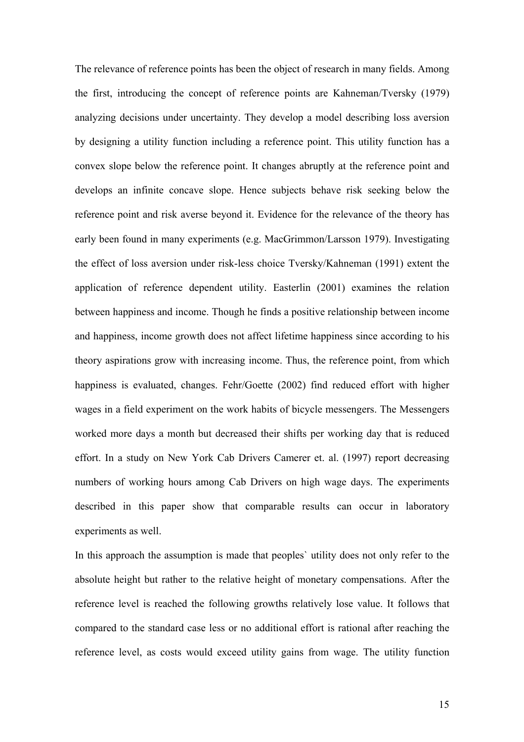The relevance of reference points has been the object of research in many fields. Among the first, introducing the concept of reference points are Kahneman/Tversky (1979) analyzing decisions under uncertainty. They develop a model describing loss aversion by designing a utility function including a reference point. This utility function has a convex slope below the reference point. It changes abruptly at the reference point and develops an infinite concave slope. Hence subjects behave risk seeking below the reference point and risk averse beyond it. Evidence for the relevance of the theory has early been found in many experiments (e.g. MacGrimmon/Larsson 1979). Investigating the effect of loss aversion under risk-less choice Tversky/Kahneman (1991) extent the application of reference dependent utility. Easterlin (2001) examines the relation between happiness and income. Though he finds a positive relationship between income and happiness, income growth does not affect lifetime happiness since according to his theory aspirations grow with increasing income. Thus, the reference point, from which happiness is evaluated, changes. Fehr/Goette (2002) find reduced effort with higher wages in a field experiment on the work habits of bicycle messengers. The Messengers worked more days a month but decreased their shifts per working day that is reduced effort. In a study on New York Cab Drivers Camerer et. al. (1997) report decreasing numbers of working hours among Cab Drivers on high wage days. The experiments described in this paper show that comparable results can occur in laboratory experiments as well.

In this approach the assumption is made that peoples` utility does not only refer to the absolute height but rather to the relative height of monetary compensations. After the reference level is reached the following growths relatively lose value. It follows that compared to the standard case less or no additional effort is rational after reaching the reference level, as costs would exceed utility gains from wage. The utility function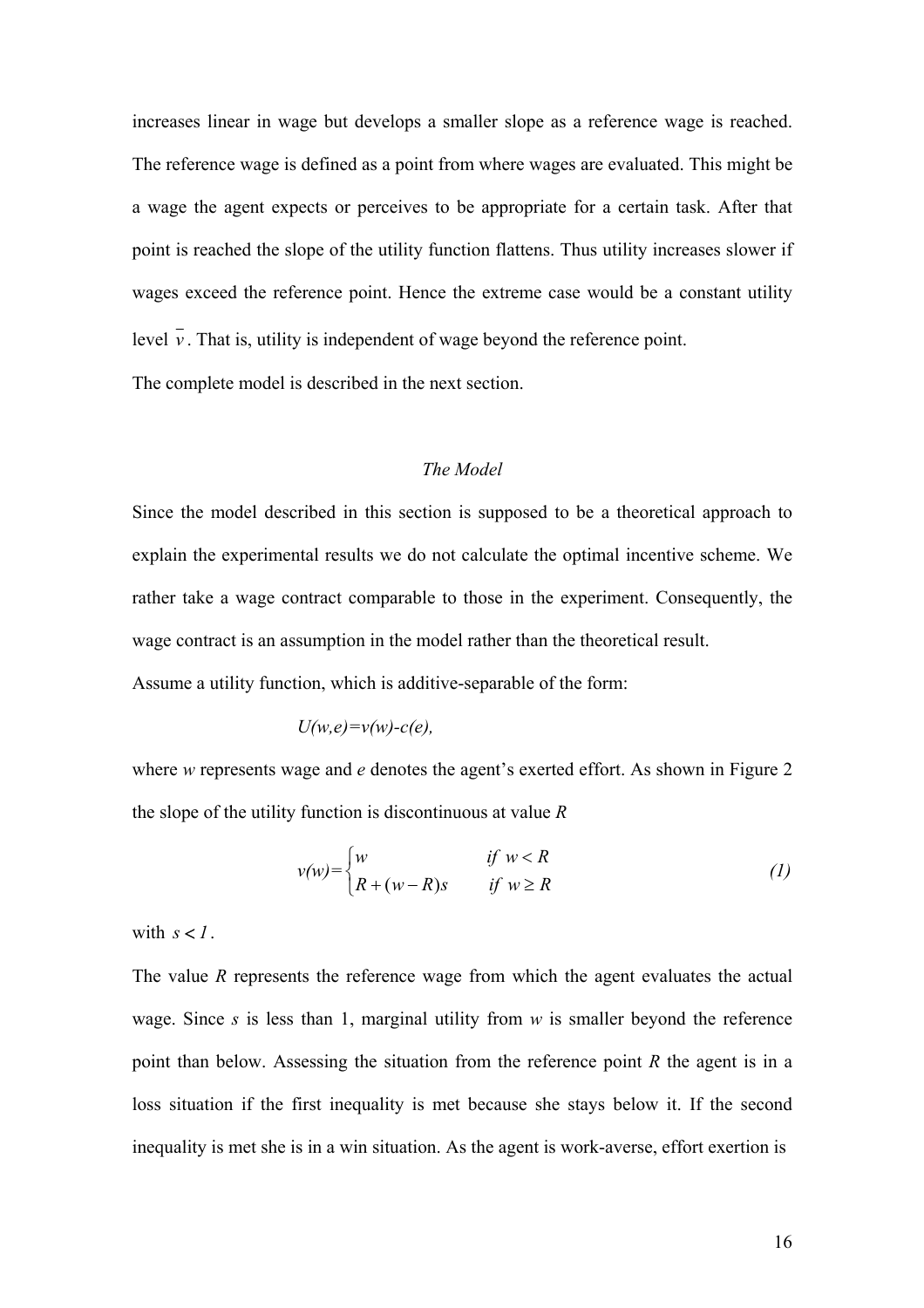increases linear in wage but develops a smaller slope as a reference wage is reached. The reference wage is defined as a point from where wages are evaluated. This might be a wage the agent expects or perceives to be appropriate for a certain task. After that point is reached the slope of the utility function flattens. Thus utility increases slower if wages exceed the reference point. Hence the extreme case would be a constant utility level $\bar{v}$. That is, utility is independent of wage beyond the reference point.

The complete model is described in the next section.

### *The Model*

Since the model described in this section is supposed to be a theoretical approach to explain the experimental results we do not calculate the optimal incentive scheme. We rather take a wage contract comparable to those in the experiment. Consequently, the wage contract is an assumption in the model rather than the theoretical result.

Assume a utility function, which is additive-separable of the form:

$$U(w,e)=v(w)-c(e),$$

where $w$ represents wage and $e$ denotes the agent's exerted effort. As shown in Figure 2 the slope of the utility function is discontinuous at value $R$

$$v(w)=\begin{cases} w & \text{if } w < R \\ R+(w-R)s & \text{if } w \geq R \end{cases} \tag{1}$$

with $s < 1$.

The value $R$ represents the reference wage from which the agent evaluates the actual wage. Since $s$ is less than 1, marginal utility from $w$ is smaller beyond the reference point than below. Assessing the situation from the reference point $R$ the agent is in a loss situation if the first inequality is met because she stays below it. If the second inequality is met she is in a win situation. As the agent is work-averse, effort exertion is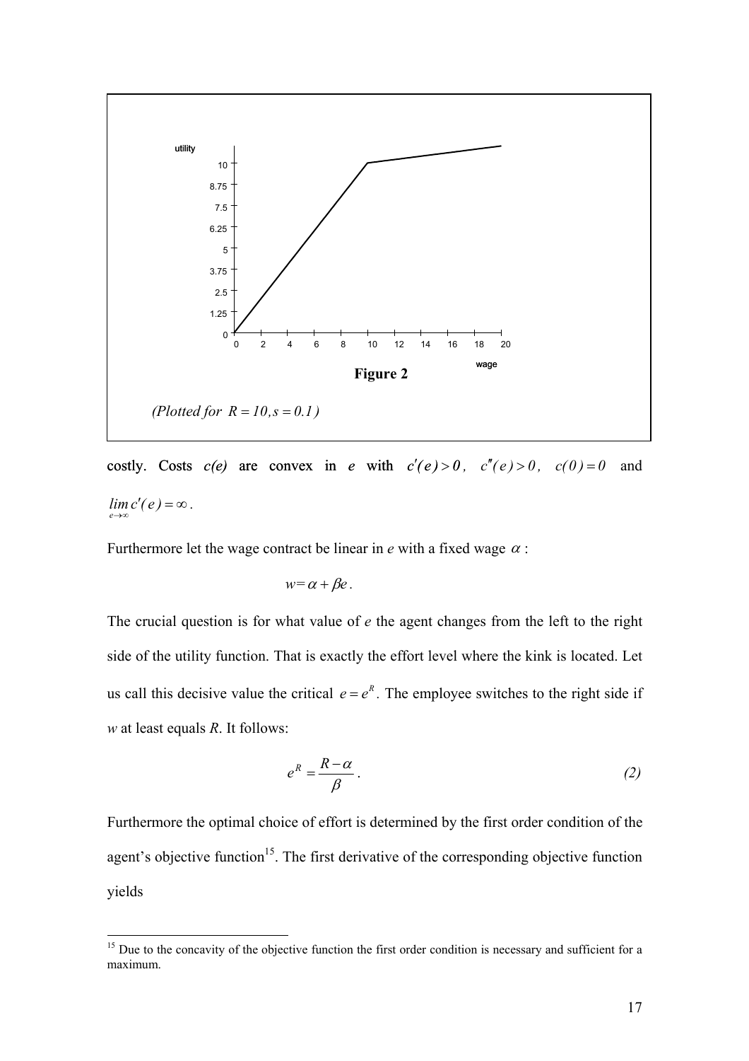**Figure 2**

*(Plotted for $R = 10, s = 0.1$)*

costly. Costs *c(e)* are convex in *e* with $c'(e) > 0$, $c''(e) > 0$, $c(0) = 0$ and $\lim_{e \to \infty} c'(e) = \infty$.

Furthermore let the wage contract be linear in *e* with a fixed wage $\alpha$ :

$$w = \alpha + \beta e.$$

The crucial question is for what value of *e* the agent changes from the left to the right side of the utility function. That is exactly the effort level where the kink is located. Let us call this decisive value the critical $e = e^R$. The employee switches to the right side if *w* at least equals *R*. It follows:

$$e^R = \frac{R - \alpha}{\beta}. \tag{2}$$

Furthermore the optimal choice of effort is determined by the first order condition of the agent's objective function[15]. The first derivative of the corresponding objective function yields

[15] Due to the concavity of the objective function the first order condition is necessary and sufficient for a maximum.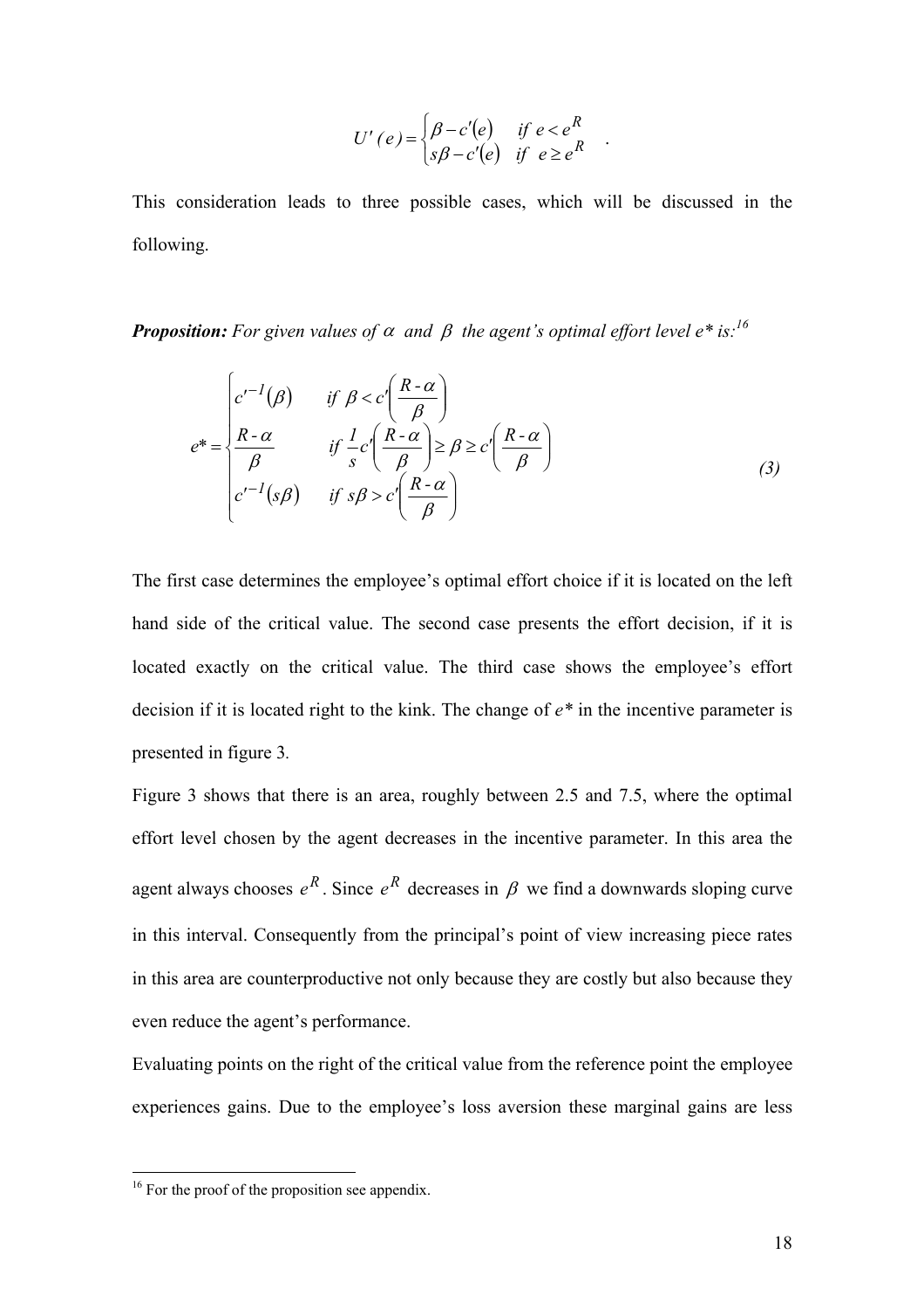$$U'(e) = \begin{cases} \beta - c'(e) & \text{if } e < e^R \\ s\beta - c'(e) & \text{if } e \geq e^R \end{cases} .$$

This consideration leads to three possible cases, which will be discussed in the following.

***Proposition:*** *For given values of $\alpha$ and $\beta$ the agent's optimal effort level e\* is:*[16]

$$e^* = \begin{cases} c'^{-1}(\beta) & \text{if } \beta < c'\left(\dfrac{R-\alpha}{\beta}\right) \\ \dfrac{R-\alpha}{\beta} & \text{if } \dfrac{1}{s}c'\left(\dfrac{R-\alpha}{\beta}\right) \geq \beta \geq c'\left(\dfrac{R-\alpha}{\beta}\right) \\ c'^{-1}(s\beta) & \text{if } s\beta > c'\left(\dfrac{R-\alpha}{\beta}\right) \end{cases} \tag{3}$$

The first case determines the employee's optimal effort choice if it is located on the left hand side of the critical value. The second case presents the effort decision, if it is located exactly on the critical value. The third case shows the employee's effort decision if it is located right to the kink. The change of *e\** in the incentive parameter is presented in figure 3.

Figure 3 shows that there is an area, roughly between 2.5 and 7.5, where the optimal effort level chosen by the agent decreases in the incentive parameter. In this area the agent always chooses $e^R$. Since $e^R$ decreases in $\beta$ we find a downwards sloping curve in this interval. Consequently from the principal's point of view increasing piece rates in this area are counterproductive not only because they are costly but also because they even reduce the agent's performance.

Evaluating points on the right of the critical value from the reference point the employee experiences gains. Due to the employee's loss aversion these marginal gains are less

[16] For the proof of the proposition see appendix.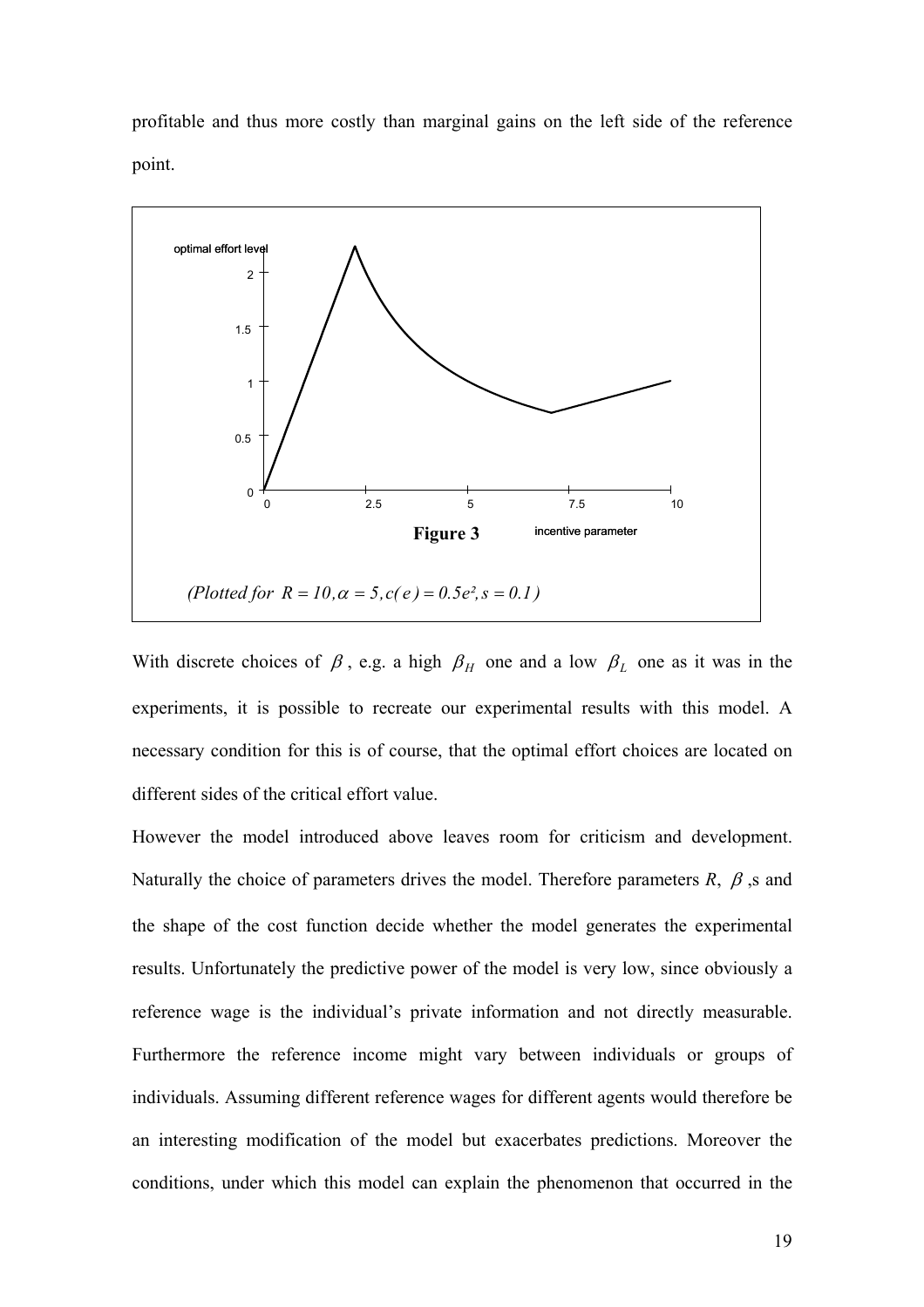profitable and thus more costly than marginal gains on the left side of the reference point.

**Figure 3**

*(Plotted for $R = 10, \alpha = 5, c(e) = 0.5e^2, s = 0.1$)*

With discrete choices of $\beta$, e.g. a high $\beta_H$ one and a low $\beta_L$ one as it was in the experiments, it is possible to recreate our experimental results with this model. A necessary condition for this is of course, that the optimal effort choices are located on different sides of the critical effort value.

However the model introduced above leaves room for criticism and development. Naturally the choice of parameters drives the model. Therefore parameters $R$, $\beta$ ,s and the shape of the cost function decide whether the model generates the experimental results. Unfortunately the predictive power of the model is very low, since obviously a reference wage is the individual's private information and not directly measurable. Furthermore the reference income might vary between individuals or groups of individuals. Assuming different reference wages for different agents would therefore be an interesting modification of the model but exacerbates predictions. Moreover the conditions, under which this model can explain the phenomenon that occurred in the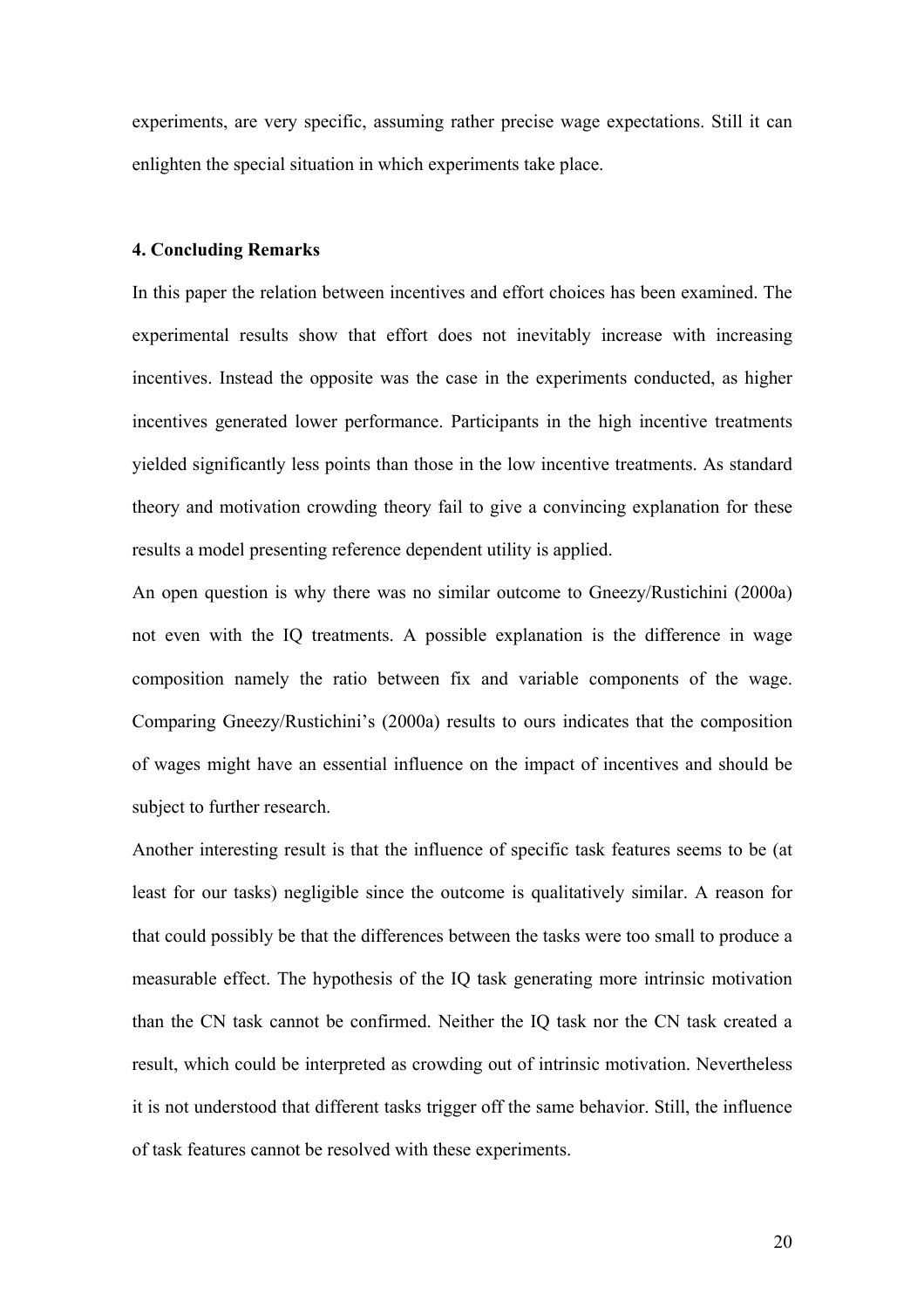experiments, are very specific, assuming rather precise wage expectations. Still it can enlighten the special situation in which experiments take place.

## 4. Concluding Remarks

In this paper the relation between incentives and effort choices has been examined. The experimental results show that effort does not inevitably increase with increasing incentives. Instead the opposite was the case in the experiments conducted, as higher incentives generated lower performance. Participants in the high incentive treatments yielded significantly less points than those in the low incentive treatments. As standard theory and motivation crowding theory fail to give a convincing explanation for these results a model presenting reference dependent utility is applied.

An open question is why there was no similar outcome to Gneezy/Rustichini (2000a) not even with the IQ treatments. A possible explanation is the difference in wage composition namely the ratio between fix and variable components of the wage. Comparing Gneezy/Rustichini's (2000a) results to ours indicates that the composition of wages might have an essential influence on the impact of incentives and should be subject to further research.

Another interesting result is that the influence of specific task features seems to be (at least for our tasks) negligible since the outcome is qualitatively similar. A reason for that could possibly be that the differences between the tasks were too small to produce a measurable effect. The hypothesis of the IQ task generating more intrinsic motivation than the CN task cannot be confirmed. Neither the IQ task nor the CN task created a result, which could be interpreted as crowding out of intrinsic motivation. Nevertheless it is not understood that different tasks trigger off the same behavior. Still, the influence of task features cannot be resolved with these experiments.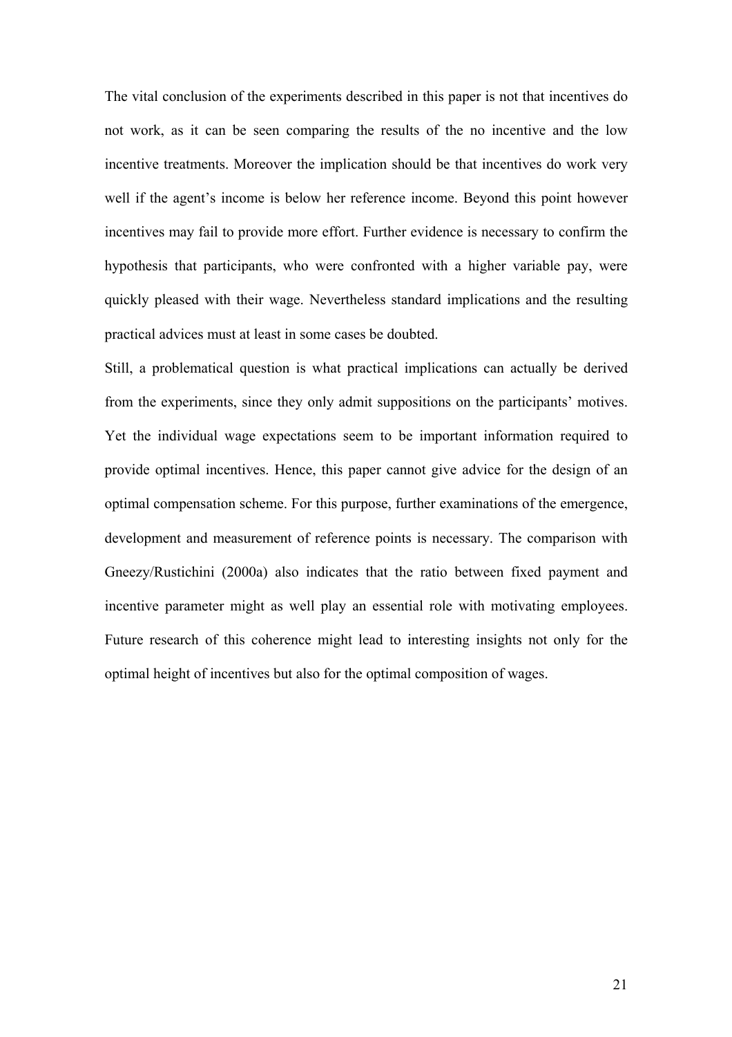The vital conclusion of the experiments described in this paper is not that incentives do not work, as it can be seen comparing the results of the no incentive and the low incentive treatments. Moreover the implication should be that incentives do work very well if the agent's income is below her reference income. Beyond this point however incentives may fail to provide more effort. Further evidence is necessary to confirm the hypothesis that participants, who were confronted with a higher variable pay, were quickly pleased with their wage. Nevertheless standard implications and the resulting practical advices must at least in some cases be doubted.

Still, a problematical question is what practical implications can actually be derived from the experiments, since they only admit suppositions on the participants' motives. Yet the individual wage expectations seem to be important information required to provide optimal incentives. Hence, this paper cannot give advice for the design of an optimal compensation scheme. For this purpose, further examinations of the emergence, development and measurement of reference points is necessary. The comparison with Gneezy/Rustichini (2000a) also indicates that the ratio between fixed payment and incentive parameter might as well play an essential role with motivating employees. Future research of this coherence might lead to interesting insights not only for the optimal height of incentives but also for the optimal composition of wages.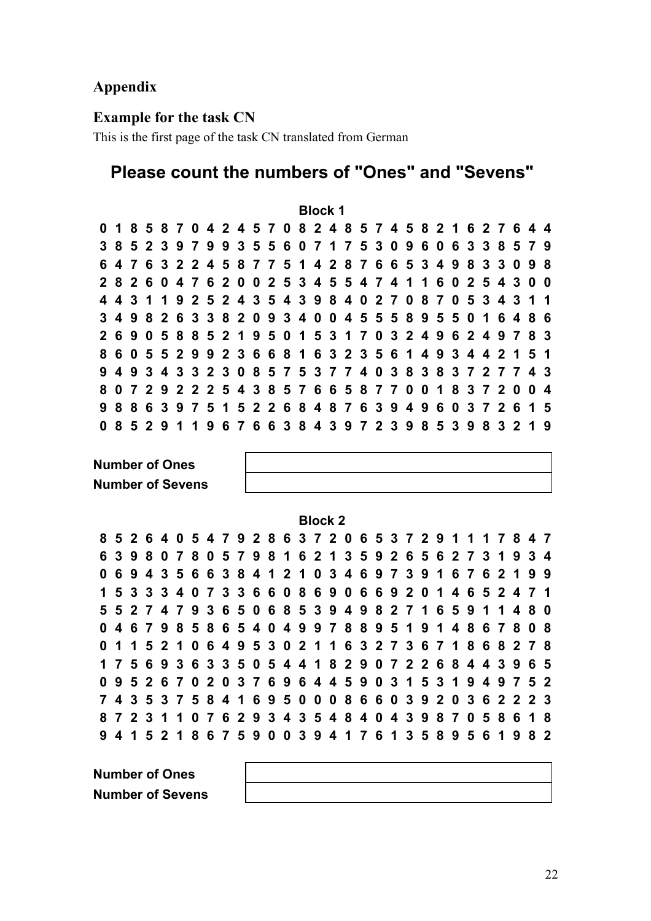## Appendix

### Example for the task CN

This is the first page of the task CN translated from German

# Please count the numbers of "Ones" and "Sevens"

**Block 1**

**0 1 8 5 8 7 0 4 2 4 5 7 0 8 2 4 8 5 7 4 5 8 2 1 6 2 7 6 4 4**
**3 8 5 2 3 9 7 9 9 3 5 5 6 0 7 1 7 5 3 0 9 6 0 6 3 3 8 5 7 9**
**6 4 7 6 3 2 2 4 5 8 7 7 5 1 4 2 8 7 6 6 5 3 4 9 8 3 3 0 9 8**
**2 8 2 6 0 4 7 6 2 0 0 2 5 3 4 5 5 4 7 4 1 1 6 0 2 5 4 3 0 0**
**4 4 3 1 1 9 2 5 2 4 3 5 4 3 9 8 4 0 2 7 0 8 7 0 5 3 4 3 1 1**
**3 4 9 8 2 6 3 3 8 2 0 9 3 4 0 0 4 5 5 5 8 9 5 5 0 1 6 4 8 6**
**2 6 9 0 5 8 8 5 2 1 9 5 0 1 5 3 1 7 0 3 2 4 9 6 2 4 9 7 8 3**
**8 6 0 5 5 2 9 9 2 3 6 6 8 1 6 3 2 3 5 6 1 4 9 3 4 4 2 1 5 1**
**9 4 9 3 4 3 3 2 3 0 8 5 7 5 3 7 7 4 0 3 8 3 8 3 7 2 7 7 4 3**
**8 0 7 2 9 2 2 2 5 4 3 8 5 7 6 6 5 8 7 7 0 0 1 8 3 7 2 0 0 4**
**9 8 8 6 3 9 7 5 1 5 2 2 6 8 4 8 7 6 3 9 4 9 6 0 3 7 2 6 1 5**
**0 8 5 2 9 1 1 9 6 7 6 6 3 8 4 3 9 7 2 3 9 8 5 3 9 8 3 2 1 9**

| **Number of Ones** | |
|---|---|
| **Number of Sevens** | |

**Block 2**

**8 5 2 6 4 0 5 4 7 9 2 8 6 3 7 2 0 6 5 3 7 2 9 1 1 1 7 8 4 7**
**6 3 9 8 0 7 8 0 5 7 9 8 1 6 2 1 3 5 9 2 6 5 6 2 7 3 1 9 3 4**
**0 6 9 4 3 5 6 6 3 8 4 1 2 1 0 3 4 6 9 7 3 9 1 6 7 6 2 1 9 9**
**1 5 3 3 3 4 0 7 3 3 6 6 0 8 6 9 0 6 6 9 2 0 1 4 6 5 2 4 7 1**
**5 5 2 7 4 7 9 3 6 5 0 6 8 5 3 9 4 9 8 2 7 1 6 5 9 1 1 4 8 0**
**0 4 6 7 9 8 5 8 6 5 4 0 4 9 9 7 8 8 9 5 1 9 1 4 8 6 7 8 0 8**
**0 1 1 5 2 1 0 6 4 9 5 3 0 2 1 1 6 3 2 7 3 6 7 1 8 6 8 2 7 8**
**1 7 5 6 9 3 6 3 3 5 0 5 4 4 1 8 2 9 0 7 2 2 6 8 4 4 3 9 6 5**
**0 9 5 2 6 7 0 2 0 3 7 6 9 6 4 4 5 9 0 3 1 5 3 1 9 4 9 7 5 2**
**7 4 3 5 3 7 5 8 4 1 6 9 5 0 0 0 8 6 6 0 3 9 2 0 3 6 2 2 2 3**
**8 7 2 3 1 1 0 7 6 2 9 3 4 3 5 4 8 4 0 4 3 9 8 7 0 5 8 6 1 8**
**9 4 1 5 2 1 8 6 7 5 9 0 0 3 9 4 1 7 6 1 3 5 8 9 5 6 1 9 8 2**

| **Number of Ones** | |
|---|---|
| **Number of Sevens** | |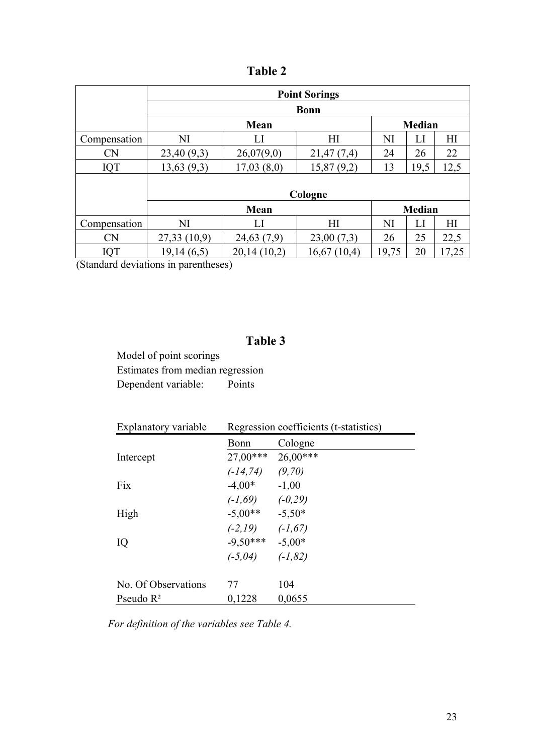# Table 2

| | Point Sorings | | | | | |
|---|---|---|---|---|---|---|
| | Bonn | | | | | |
| | Mean | | | Median | | |
| Compensation | NI | LI | HI | NI | LI | HI |
| CN | 23,40 (9,3) | 26,07(9,0) | 21,47 (7,4) | 24 | 26 | 22 |
| IQT | 13,63 (9,3) | 17,03 (8,0) | 15,87 (9,2) | 13 | 19,5 | 12,5 |
| | Cologne | | | | | |
| | Mean | | | Median | | |
| Compensation | NI | LI | HI | NI | LI | HI |
| CN | 27,33 (10,9) | 24,63 (7,9) | 23,00 (7,3) | 26 | 25 | 22,5 |
| IQT | 19,14 (6,5) | 20,14 (10,2) | 16,67 (10,4) | 19,75 | 20 | 17,25 |

(Standard deviations in parentheses)

# Table 3

Model of point scorings
Estimates from median regression
Dependent variable: Points

| Explanatory variable | Regression coefficients (t-statistics) | |
|---|---|---|
| | Bonn | Cologne |
| Intercept | 27,00*** | 26,00*** |
| | *(-14,74)* | *(9,70)* |
| Fix | -4,00* | -1,00 |
| | *(-1,69)* | *(-0,29)* |
| High | -5,00** | -5,50* |
| | *(-2,19)* | *(-1,67)* |
| IQ | -9,50*** | -5,00* |
| | *(-5,04)* | *(-1,82)* |
| No. Of Observations | 77 | 104 |
| Pseudo $R^2$ | 0,1228 | 0,0655 |

*For definition of the variables see Table 4.*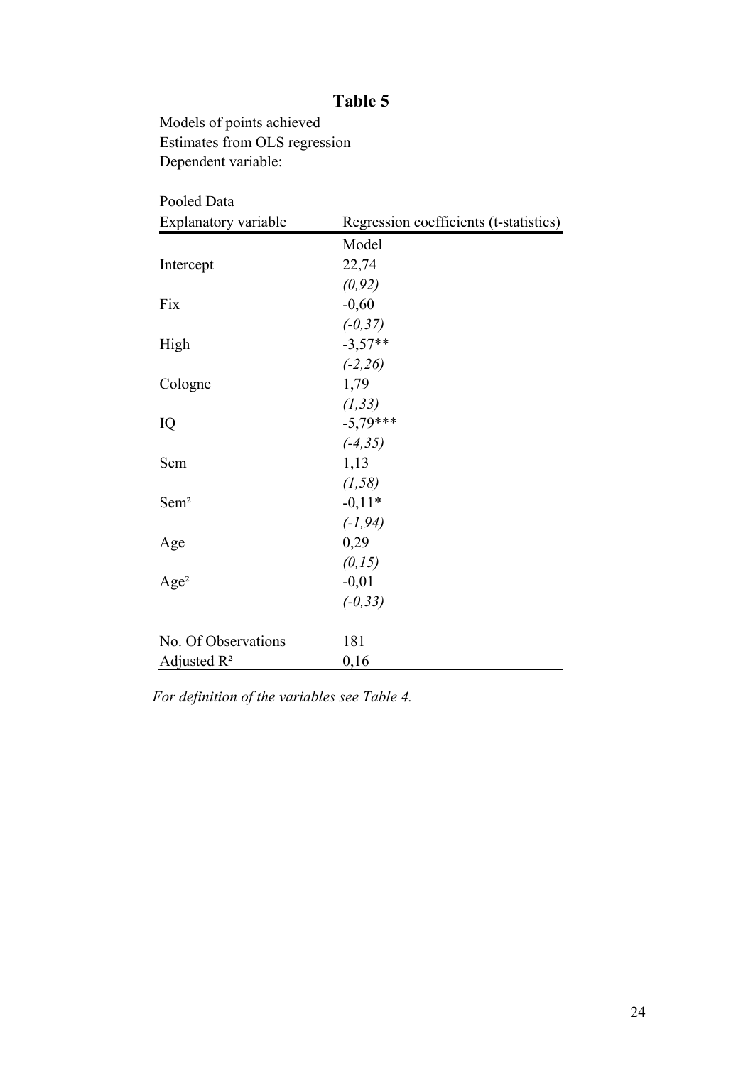# Table 5

Models of points achieved
Estimates from OLS regression
Dependent variable:

Pooled Data

| Explanatory variable | Regression coefficients (t-statistics) |
|---|---|
| | Model |
| Intercept | 22,74 |
| | *(0,92)* |
| Fix | -0,60 |
| | *(-0,37)* |
| High | -3,57** |
| | *(-2,26)* |
| Cologne | 1,79 |
| | *(1,33)* |
| IQ | -5,79*** |
| | *(-4,35)* |
| Sem | 1,13 |
| | *(1,58)* |
| $Sem^2$ | -0,11* |
| | *(-1,94)* |
| Age | 0,29 |
| | *(0,15)* |
| $Age^2$ | -0,01 |
| | *(-0,33)* |
| | |
| No. Of Observations | 181 |
| Adjusted $R^2$ | 0,16 |

*For definition of the variables see Table 4.*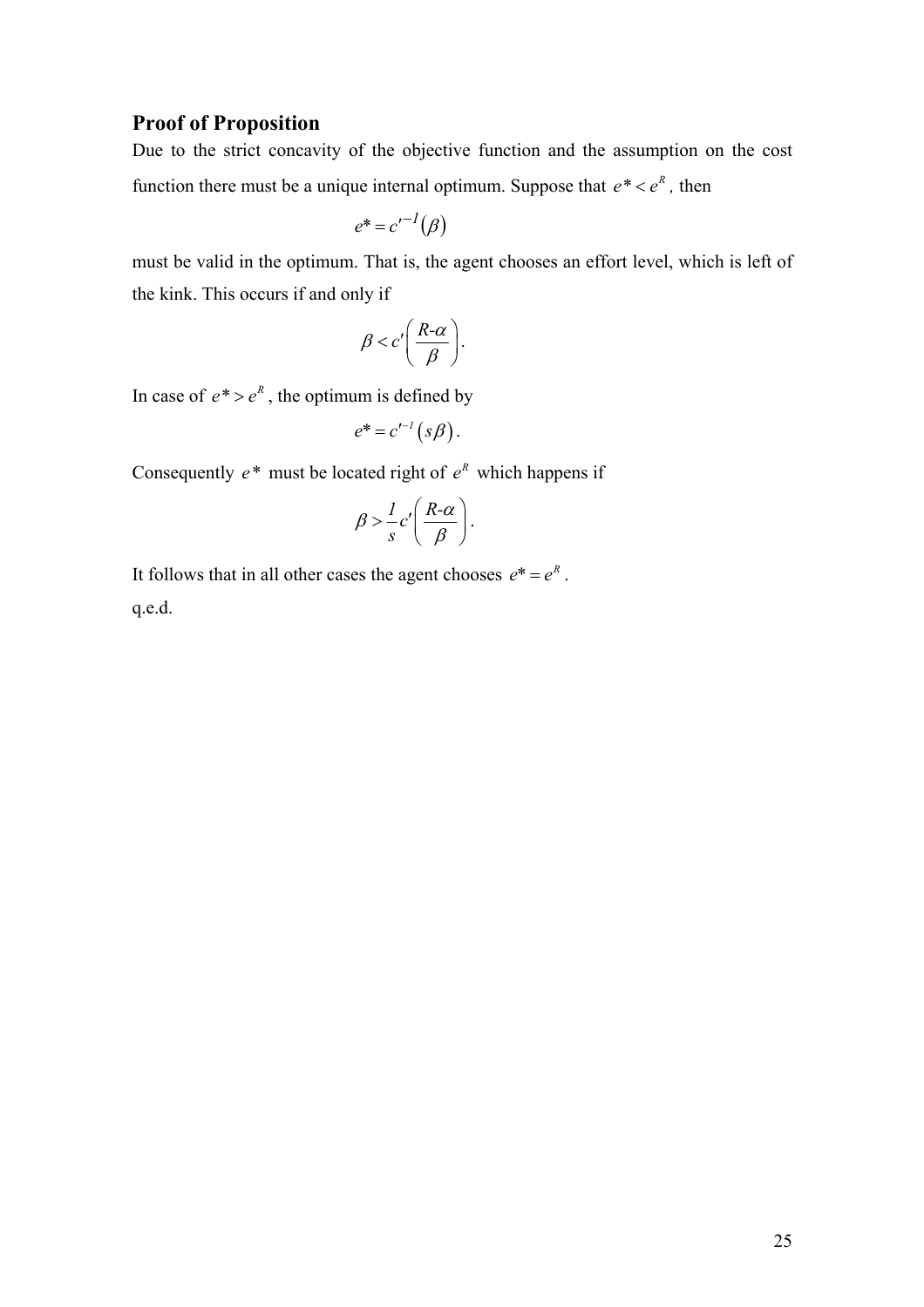## Proof of Proposition

Due to the strict concavity of the objective function and the assumption on the cost function there must be a unique internal optimum. Suppose that $e^* < e^R$, then

$$e^* = c'^{-1}(\beta)$$

must be valid in the optimum. That is, the agent chooses an effort level, which is left of the kink. This occurs if and only if

$$\beta < c'\left(\frac{R\text{-}\alpha}{\beta}\right).$$

In case of $e^* > e^R$, the optimum is defined by

$$e^* = c'^{-1}(s\beta).$$

Consequently $e^*$ must be located right of $e^R$ which happens if

$$\beta > \frac{1}{s}c'\left(\frac{R\text{-}\alpha}{\beta}\right).$$

It follows that in all other cases the agent chooses $e^* = e^R$.

q.e.d.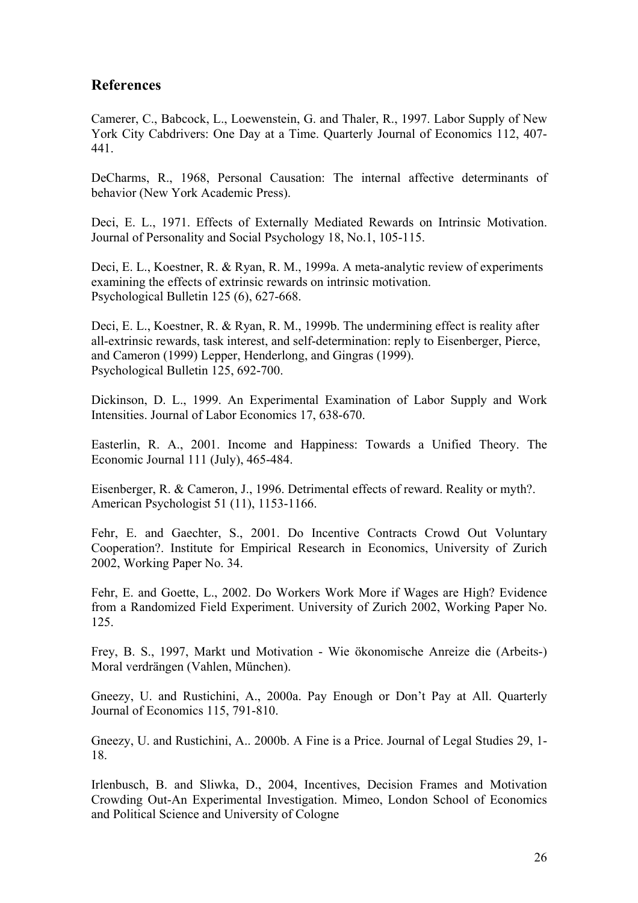## References

Camerer, C., Babcock, L., Loewenstein, G. and Thaler, R., 1997. Labor Supply of New York City Cabdrivers: One Day at a Time. Quarterly Journal of Economics 112, 407-441.

DeCharms, R., 1968, Personal Causation: The internal affective determinants of behavior (New York Academic Press).

Deci, E. L., 1971. Effects of Externally Mediated Rewards on Intrinsic Motivation. Journal of Personality and Social Psychology 18, No.1, 105-115.

Deci, E. L., Koestner, R. & Ryan, R. M., 1999a. A meta-analytic review of experiments examining the effects of extrinsic rewards on intrinsic motivation. Psychological Bulletin 125 (6), 627-668.

Deci, E. L., Koestner, R. & Ryan, R. M., 1999b. The undermining effect is reality after all-extrinsic rewards, task interest, and self-determination: reply to Eisenberger, Pierce, and Cameron (1999) Lepper, Henderlong, and Gingras (1999). Psychological Bulletin 125, 692-700.

Dickinson, D. L., 1999. An Experimental Examination of Labor Supply and Work Intensities. Journal of Labor Economics 17, 638-670.

Easterlin, R. A., 2001. Income and Happiness: Towards a Unified Theory. The Economic Journal 111 (July), 465-484.

Eisenberger, R. & Cameron, J., 1996. Detrimental effects of reward. Reality or myth?. American Psychologist 51 (11), 1153-1166.

Fehr, E. and Gaechter, S., 2001. Do Incentive Contracts Crowd Out Voluntary Cooperation?. Institute for Empirical Research in Economics, University of Zurich 2002, Working Paper No. 34.

Fehr, E. and Goette, L., 2002. Do Workers Work More if Wages are High? Evidence from a Randomized Field Experiment. University of Zurich 2002, Working Paper No. 125.

Frey, B. S., 1997, Markt und Motivation - Wie ökonomische Anreize die (Arbeits-) Moral verdrängen (Vahlen, München).

Gneezy, U. and Rustichini, A., 2000a. Pay Enough or Don't Pay at All. Quarterly Journal of Economics 115, 791-810.

Gneezy, U. and Rustichini, A.. 2000b. A Fine is a Price. Journal of Legal Studies 29, 1-18.

Irlenbusch, B. and Sliwka, D., 2004, Incentives, Decision Frames and Motivation Crowding Out-An Experimental Investigation. Mimeo, London School of Economics and Political Science and University of Cologne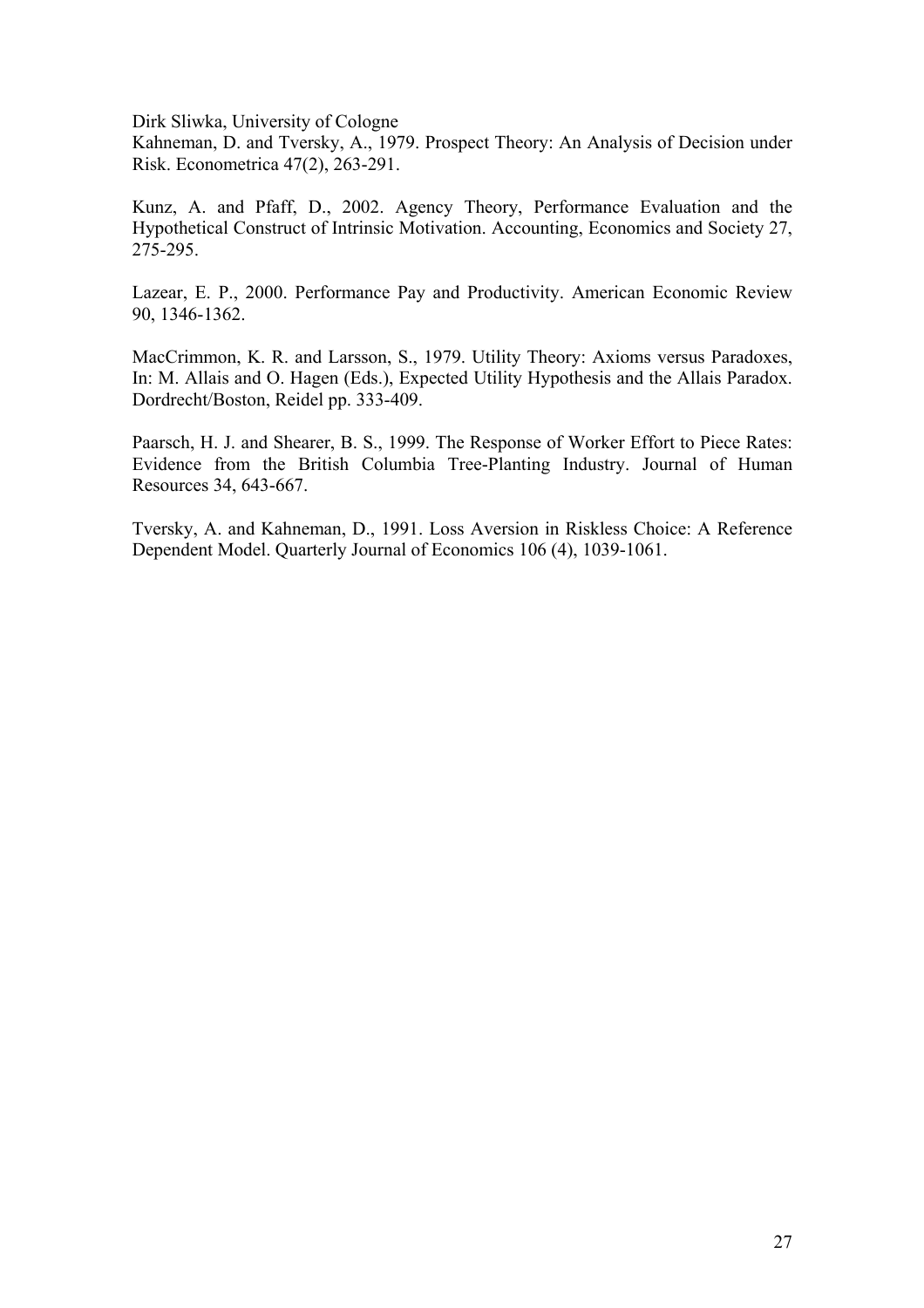Kahneman, D. and Tversky, A., 1979. Prospect Theory: An Analysis of Decision under Risk. Econometrica 47(2), 263-291.

Kunz, A. and Pfaff, D., 2002. Agency Theory, Performance Evaluation and the Hypothetical Construct of Intrinsic Motivation. Accounting, Economics and Society 27, 275-295.

Lazear, E. P., 2000. Performance Pay and Productivity. American Economic Review 90, 1346-1362.

MacCrimmon, K. R. and Larsson, S., 1979. Utility Theory: Axioms versus Paradoxes, In: M. Allais and O. Hagen (Eds.), Expected Utility Hypothesis and the Allais Paradox. Dordrecht/Boston, Reidel pp. 333-409.

Paarsch, H. J. and Shearer, B. S., 1999. The Response of Worker Effort to Piece Rates: Evidence from the British Columbia Tree-Planting Industry. Journal of Human Resources 34, 643-667.

Tversky, A. and Kahneman, D., 1991. Loss Aversion in Riskless Choice: A Reference Dependent Model. Quarterly Journal of Economics 106 (4), 1039-1061.